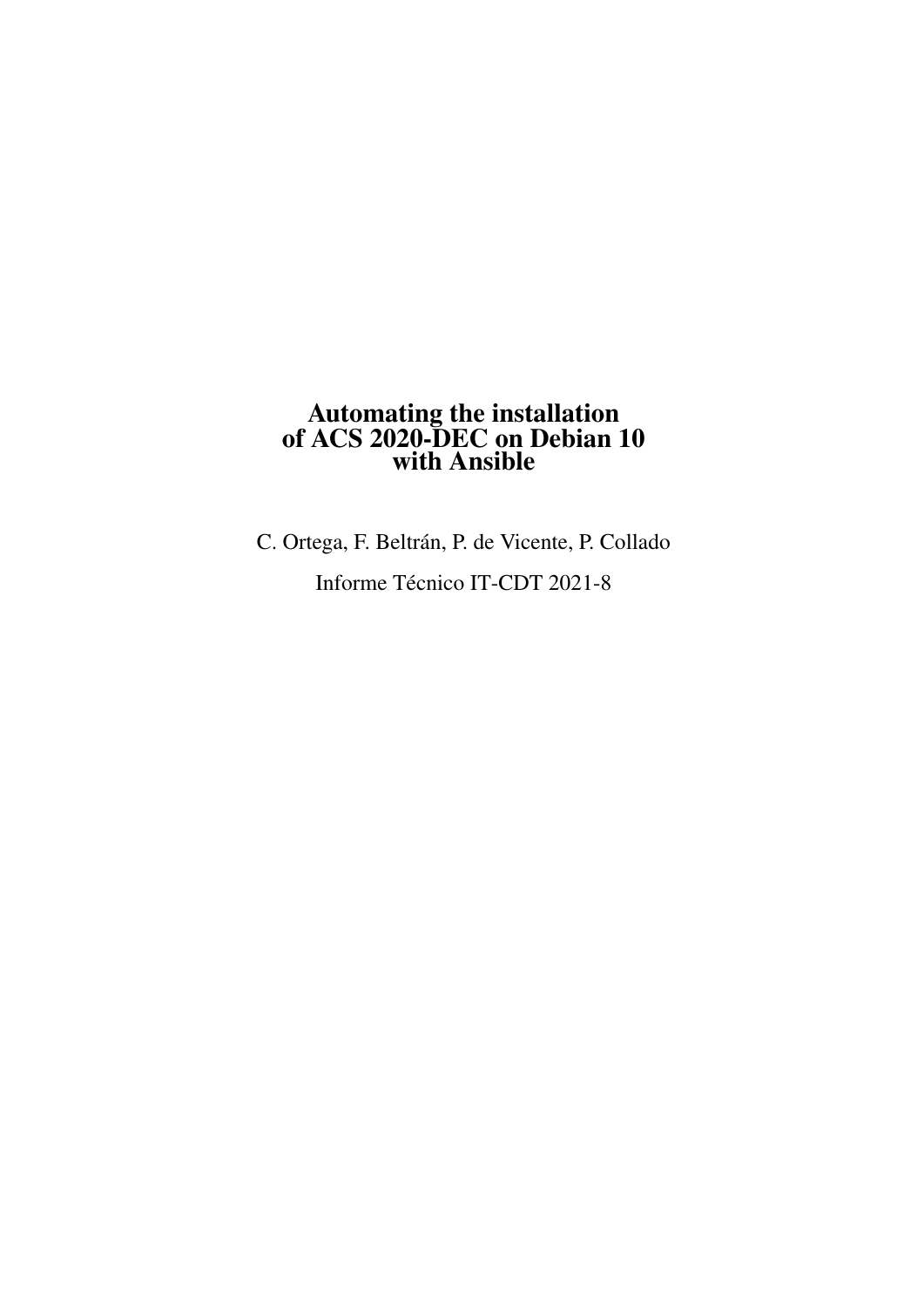# Automating the installation of ACS 2020-DEC on Debian 10 with Ansible

C. Ortega, F. Beltrán, P. de Vicente, P. Collado

Informe Técnico IT-CDT 2021-8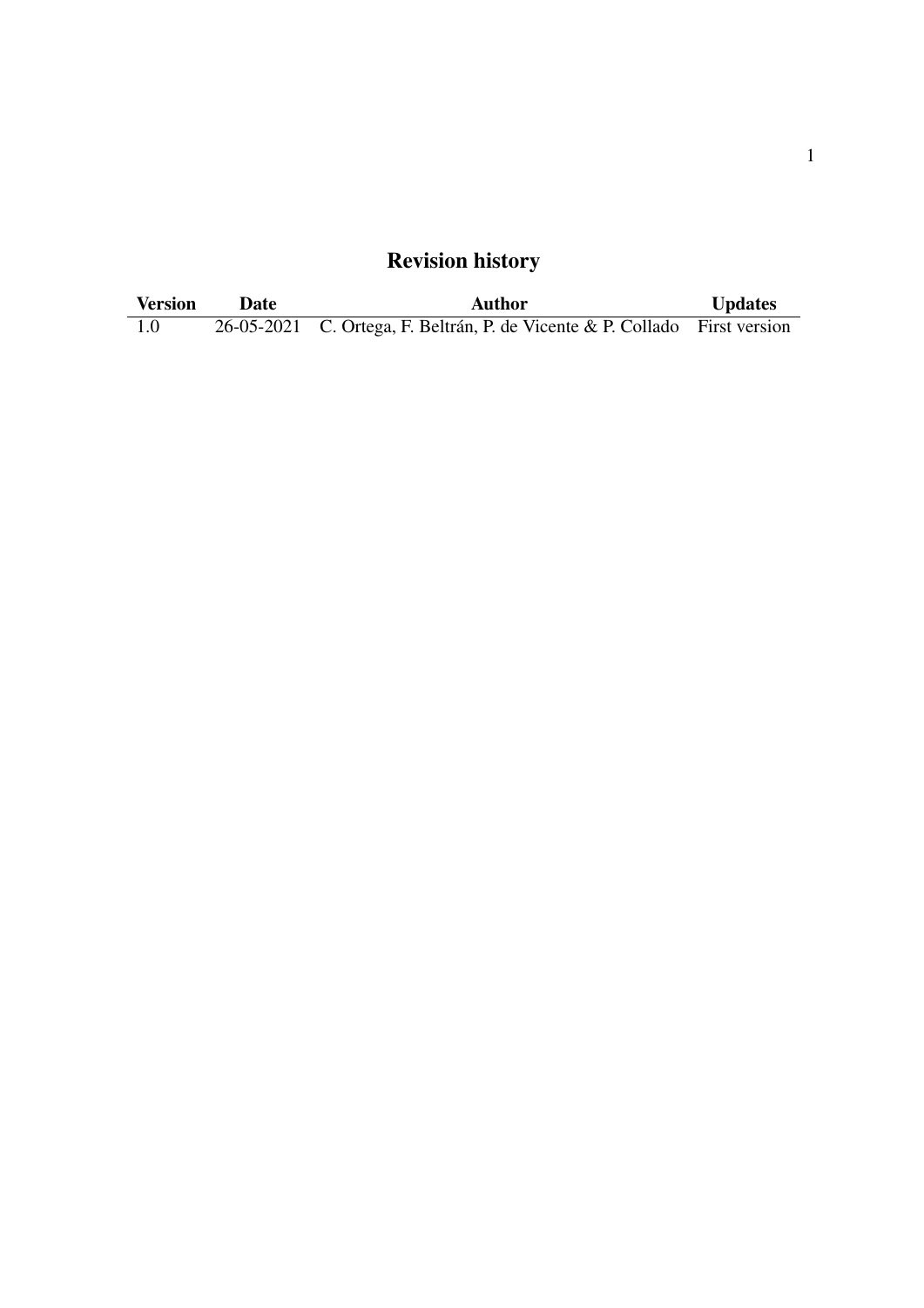# Revision history

| Version | Date | Author | Updates |
|---|---|---|---|
| 1.0 | 26-05-2021 | C. Ortega, F. Beltrán, P. de Vicente & P. Collado | First version |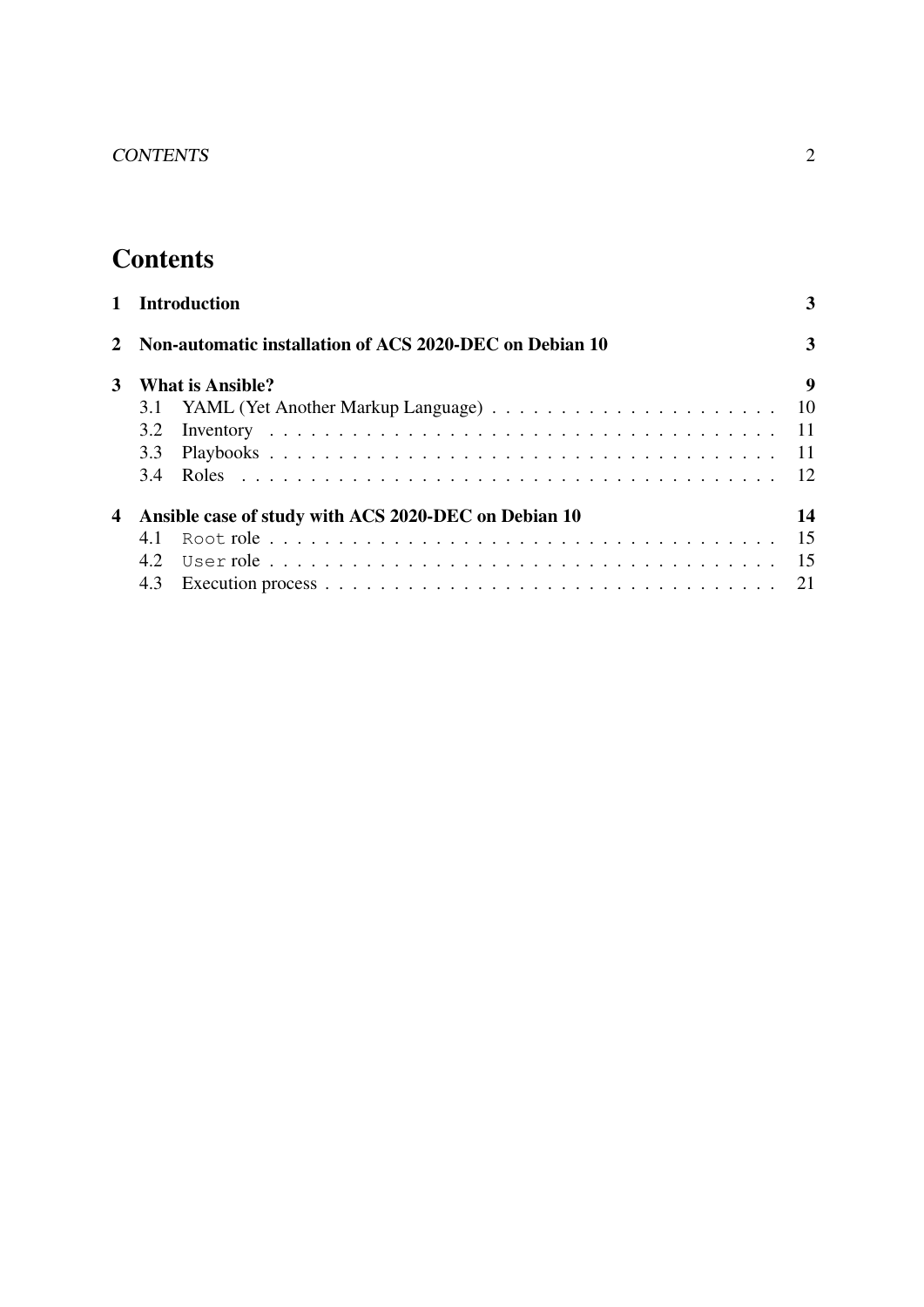# Contents

**1 Introduction** **3**

**2 Non-automatic installation of ACS 2020-DEC on Debian 10** **3**

**3 What is Ansible?** **9**

- 3.1 YAML (Yet Another Markup Language) . . . . . . . . . . 10
- 3.2 Inventory . . . . . . . . . . 11
- 3.3 Playbooks . . . . . . . . . . 11
- 3.4 Roles . . . . . . . . . . 12

**4 Ansible case of study with ACS 2020-DEC on Debian 10** **14**

- 4.1 `Root` role . . . . . . . . . . 15
- 4.2 `User` role . . . . . . . . . . 15
- 4.3 Execution process . . . . . . . . . . 21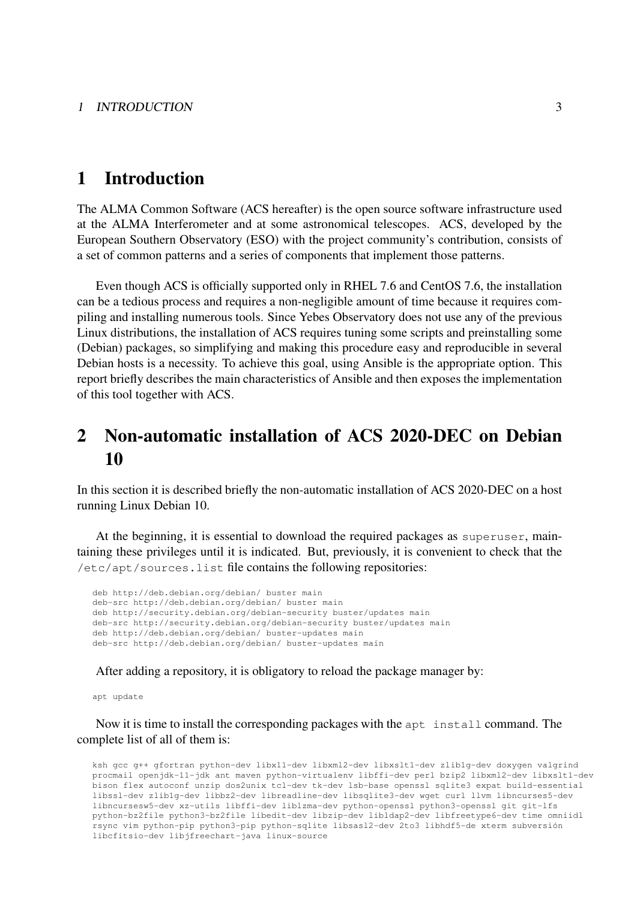# 1 Introduction

The ALMA Common Software (ACS hereafter) is the open source software infrastructure used at the ALMA Interferometer and at some astronomical telescopes. ACS, developed by the European Southern Observatory (ESO) with the project community's contribution, consists of a set of common patterns and a series of components that implement those patterns.

Even though ACS is officially supported only in RHEL 7.6 and CentOS 7.6, the installation can be a tedious process and requires a non-negligible amount of time because it requires compiling and installing numerous tools. Since Yebes Observatory does not use any of the previous Linux distributions, the installation of ACS requires tuning some scripts and preinstalling some (Debian) packages, so simplifying and making this procedure easy and reproducible in several Debian hosts is a necessity. To achieve this goal, using Ansible is the appropriate option. This report briefly describes the main characteristics of Ansible and then exposes the implementation of this tool together with ACS.

# 2 Non-automatic installation of ACS 2020-DEC on Debian 10

In this section it is described briefly the non-automatic installation of ACS 2020-DEC on a host running Linux Debian 10.

At the beginning, it is essential to download the required packages as `superuser`, maintaining these privileges until it is indicated. But, previously, it is convenient to check that the `/etc/apt/sources.list` file contains the following repositories:

```
deb http://deb.debian.org/debian/ buster main
deb-src http://deb.debian.org/debian/ buster main
deb http://security.debian.org/debian-security buster/updates main
deb-src http://security.debian.org/debian-security buster/updates main
deb http://deb.debian.org/debian/ buster-updates main
deb-src http://deb.debian.org/debian/ buster-updates main
```

After adding a repository, it is obligatory to reload the package manager by:

```
apt update
```

Now it is time to install the corresponding packages with the `apt install` command. The complete list of all of them is:

```
ksh gcc g++ gfortran python-dev libx11-dev libxml2-dev libxslt1-dev zlib1g-dev doxygen valgrind
procmail openjdk-11-jdk ant maven python-virtualenv libffi-dev perl bzip2 libxml2-dev libxslt1-dev
bison flex autoconf unzip dos2unix tcl-dev tk-dev lsb-base openssl sqlite3 expat build-essential
libssl-dev zlib1g-dev libbz2-dev libreadline-dev libsqlite3-dev wget curl llvm libncurses5-dev
libncursesw5-dev xz-utils libffi-dev liblzma-dev python-openssl python3-openssl git git-lfs
python-bz2file python3-bz2file libedit-dev libzip-dev libldap2-dev libfreetype6-dev time omniidl
rsync vim python-pip python3-pip python-sqlite libsasl2-dev 2to3 libhdf5-de xterm subversión
libcfitsio-dev libjfreechart-java linux-source
```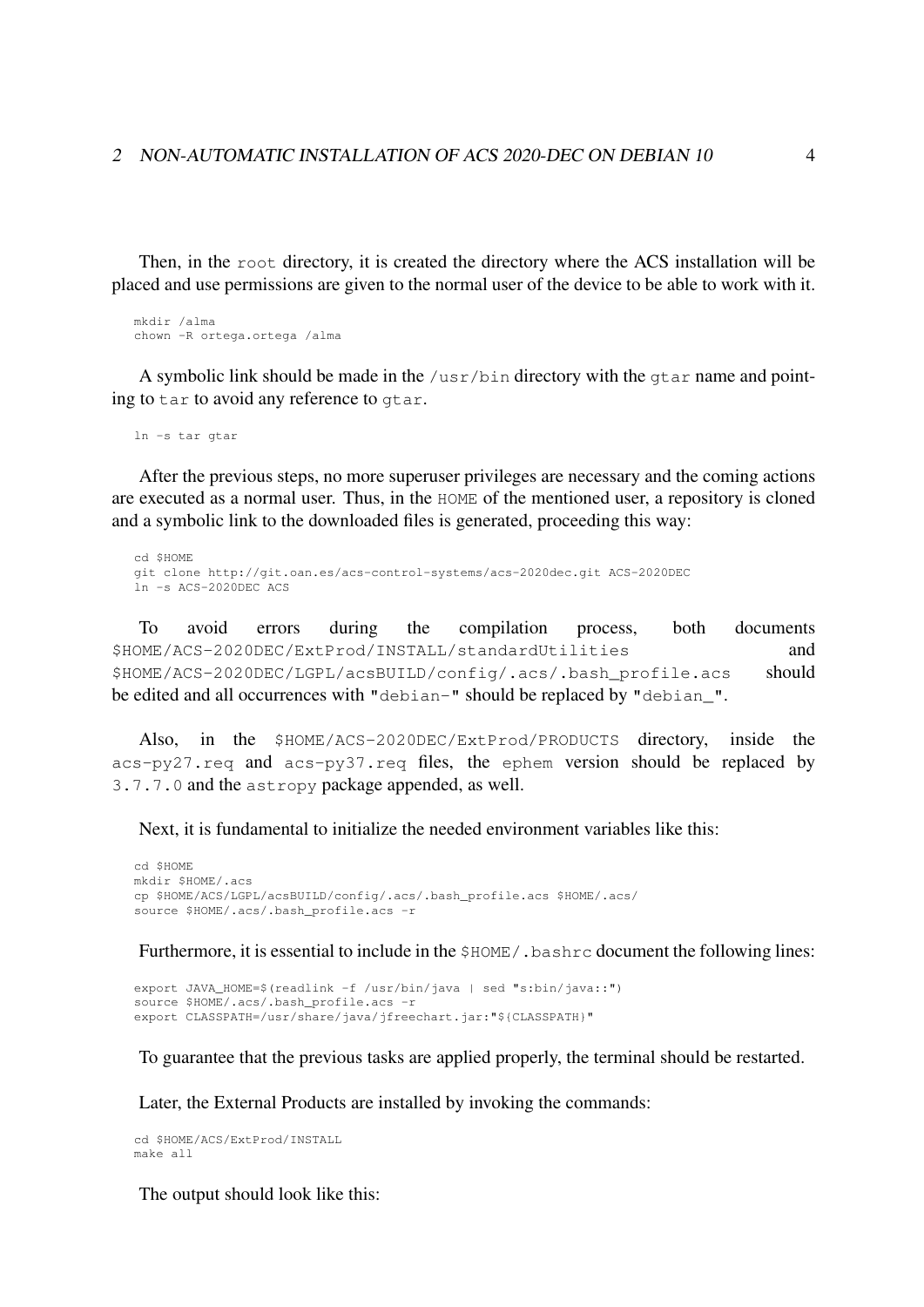Then, in the `root` directory, it is created the directory where the ACS installation will be placed and use permissions are given to the normal user of the device to be able to work with it.

```
mkdir /alma
chown -R ortega.ortega /alma
```

A symbolic link should be made in the `/usr/bin` directory with the `gtar` name and pointing to `tar` to avoid any reference to `gtar`.

```
ln -s tar gtar
```

After the previous steps, no more superuser privileges are necessary and the coming actions are executed as a normal user. Thus, in the `HOME` of the mentioned user, a repository is cloned and a symbolic link to the downloaded files is generated, proceeding this way:

```
cd $HOME
git clone http://git.oan.es/acs-control-systems/acs-2020dec.git ACS-2020DEC
ln -s ACS-2020DEC ACS
```

To avoid errors during the compilation process, both documents `$HOME/ACS-2020DEC/ExtProd/INSTALL/standardUtilities` and `$HOME/ACS-2020DEC/LGPL/acsBUILD/config/.acs/.bash_profile.acs` should be edited and all occurrences with "`debian-`" should be replaced by "`debian_`".

Also, in the `$HOME/ACS-2020DEC/ExtProd/PRODUCTS` directory, inside the `acs-py27.req` and `acs-py37.req` files, the `ephem` version should be replaced by `3.7.7.0` and the `astropy` package appended, as well.

Next, it is fundamental to initialize the needed environment variables like this:

```
cd $HOME
mkdir $HOME/.acs
cp $HOME/ACS/LGPL/acsBUILD/config/.acs/.bash_profile.acs $HOME/.acs/
source $HOME/.acs/.bash_profile.acs -r
```

Furthermore, it is essential to include in the `$HOME/.bashrc` document the following lines:

```
export JAVA_HOME=$(readlink -f /usr/bin/java | sed "s:bin/java::")
source $HOME/.acs/.bash_profile.acs -r
export CLASSPATH=/usr/share/java/jfreechart.jar:"${CLASSPATH}"
```

To guarantee that the previous tasks are applied properly, the terminal should be restarted.

Later, the External Products are installed by invoking the commands:

```
cd $HOME/ACS/ExtProd/INSTALL
make all
```

The output should look like this: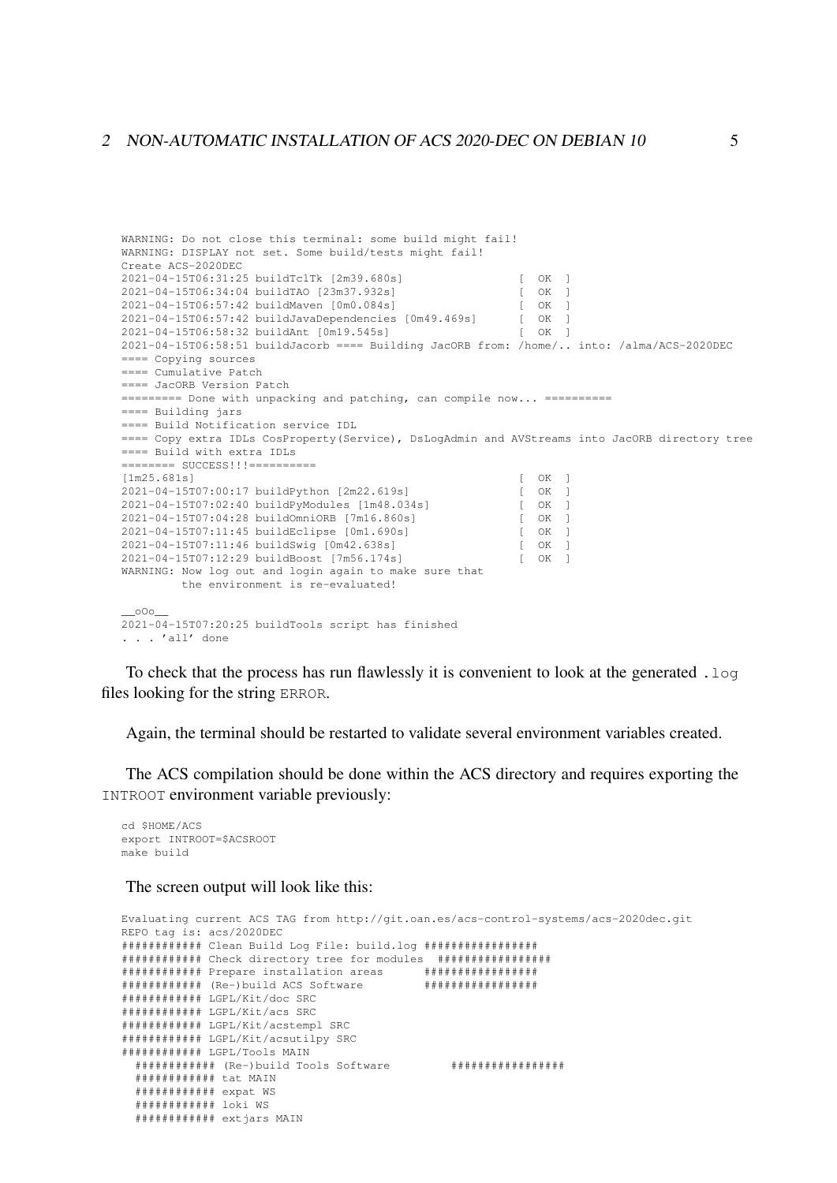```
WARNING: Do not close this terminal: some build might fail!
WARNING: DISPLAY not set. Some build/tests might fail!
Create ACS-2020DEC
2021-04-15T06:31:25 buildTclTk [2m39.680s]                  [  OK  ]
2021-04-15T06:34:04 buildTAO [23m37.932s]                   [  OK  ]
2021-04-15T06:57:42 buildMaven [0m0.084s]                   [  OK  ]
2021-04-15T06:57:42 buildJavaDependencies [0m49.469s]       [  OK  ]
2021-04-15T06:58:32 buildAnt [0m19.545s]                    [  OK  ]
2021-04-15T06:58:51 buildJacorb ==== Building JacORB from: /home/.. into: /alma/ACS-2020DEC
==== Copying sources
==== Cumulative Patch
==== JacORB Version Patch
========= Done with unpacking and patching, can compile now... ==========
==== Building jars
==== Build Notification service IDL
==== Copy extra IDLs CosProperty(Service), DsLogAdmin and AVStreams into JacORB directory tree
==== Build with extra IDLs
======== SUCCESS!!!=========
[1m25.681s]                                                 [  OK  ]
2021-04-15T07:00:17 buildPython [2m22.619s]                 [  OK  ]
2021-04-15T07:02:40 buildPyModules [1m48.034s]              [  OK  ]
2021-04-15T07:04:28 buildOmniORB [7m16.860s]                [  OK  ]
2021-04-15T07:11:45 buildEclipse [0m1.690s]                 [  OK  ]
2021-04-15T07:11:46 buildSwig [0m42.638s]                   [  OK  ]
2021-04-15T07:12:29 buildBoost [7m56.174s]                  [  OK  ]
WARNING: Now log out and login again to make sure that
         the environment is re-evaluated!

__oOo__
2021-04-15T07:20:25 buildTools script has finished
. . . 'all' done
```

To check that the process has run flawlessly it is convenient to look at the generated `.log` files looking for the string `ERROR`.

Again, the terminal should be restarted to validate several environment variables created.

The ACS compilation should be done within the ACS directory and requires exporting the `INTROOT` environment variable previously:

```
cd $HOME/ACS
export INTROOT=$ACSROOT
make build
```

The screen output will look like this:

```
Evaluating current ACS TAG from http://git.oan.es/acs-control-systems/acs-2020dec.git
REPO tag is: acs/2020DEC
############ Clean Build Log File: build.log #################
############ Check directory tree for modules  #################
############ Prepare installation areas      #################
############ (Re-)build ACS Software         #################
############ LGPL/Kit/doc SRC
############ LGPL/Kit/acs SRC
############ LGPL/Kit/acstempl SRC
############ LGPL/Kit/acsutilpy SRC
############ LGPL/Tools MAIN
  ############ (Re-)build Tools Software         #################
  ############ tat MAIN
  ############ expat WS
  ############ loki WS
  ############ extjars MAIN
```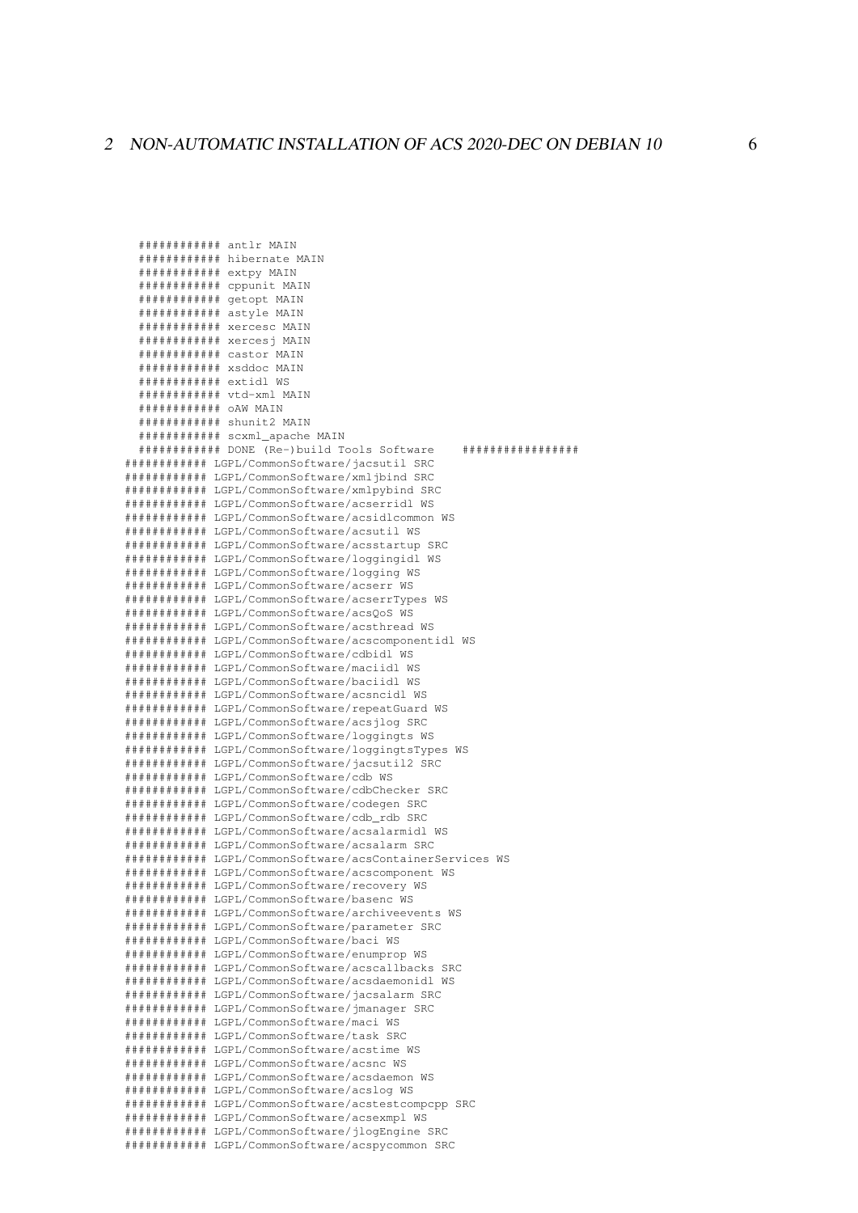```
    ############ antlr MAIN
    ############ hibernate MAIN
    ############ extpy MAIN
    ############ cppunit MAIN
    ############ getopt MAIN
    ############ astyle MAIN
    ############ xercesc MAIN
    ############ xercesj MAIN
    ############ castor MAIN
    ############ xsddoc MAIN
    ############ extidl WS
    ############ vtd-xml MAIN
    ############ oAW MAIN
    ############ shunit2 MAIN
    ############ scxml_apache MAIN
    ############ DONE (Re-)build Tools Software    ################
  ############ LGPL/CommonSoftware/jacsutil SRC
  ############ LGPL/CommonSoftware/xmljbind SRC
  ############ LGPL/CommonSoftware/xmlpybind SRC
  ############ LGPL/CommonSoftware/acserridl WS
  ############ LGPL/CommonSoftware/acsidlcommon WS
  ############ LGPL/CommonSoftware/acsutil WS
  ############ LGPL/CommonSoftware/acsstartup SRC
  ############ LGPL/CommonSoftware/loggingidl WS
  ############ LGPL/CommonSoftware/logging WS
  ############ LGPL/CommonSoftware/acserr WS
  ############ LGPL/CommonSoftware/acserrTypes WS
  ############ LGPL/CommonSoftware/acsQoS WS
  ############ LGPL/CommonSoftware/acsthread WS
  ############ LGPL/CommonSoftware/acscomponentidl WS
  ############ LGPL/CommonSoftware/cdbidl WS
  ############ LGPL/CommonSoftware/maciidl WS
  ############ LGPL/CommonSoftware/baciidl WS
  ############ LGPL/CommonSoftware/acsncidl WS
  ############ LGPL/CommonSoftware/repeatGuard WS
  ############ LGPL/CommonSoftware/acsjlog SRC
  ############ LGPL/CommonSoftware/loggingts WS
  ############ LGPL/CommonSoftware/loggingtsTypes WS
  ############ LGPL/CommonSoftware/jacsutil2 SRC
  ############ LGPL/CommonSoftware/cdb WS
  ############ LGPL/CommonSoftware/cdbChecker SRC
  ############ LGPL/CommonSoftware/codegen SRC
  ############ LGPL/CommonSoftware/cdb_rdb SRC
  ############ LGPL/CommonSoftware/acsalarmidl WS
  ############ LGPL/CommonSoftware/acsalarm SRC
  ############ LGPL/CommonSoftware/acsContainerServices WS
  ############ LGPL/CommonSoftware/acscomponent WS
  ############ LGPL/CommonSoftware/recovery WS
  ############ LGPL/CommonSoftware/basenc WS
  ############ LGPL/CommonSoftware/archiveevents WS
  ############ LGPL/CommonSoftware/parameter SRC
  ############ LGPL/CommonSoftware/baci WS
  ############ LGPL/CommonSoftware/enumprop WS
  ############ LGPL/CommonSoftware/acscallbacks SRC
  ############ LGPL/CommonSoftware/acsdaemonidl WS
  ############ LGPL/CommonSoftware/jacsalarm SRC
  ############ LGPL/CommonSoftware/jmanager SRC
  ############ LGPL/CommonSoftware/maci WS
  ############ LGPL/CommonSoftware/task SRC
  ############ LGPL/CommonSoftware/acstime WS
  ############ LGPL/CommonSoftware/acsnc WS
  ############ LGPL/CommonSoftware/acsdaemon WS
  ############ LGPL/CommonSoftware/acslog WS
  ############ LGPL/CommonSoftware/acstestcompcpp SRC
  ############ LGPL/CommonSoftware/acsexmpl WS
  ############ LGPL/CommonSoftware/jlogEngine SRC
  ############ LGPL/CommonSoftware/acspycommon SRC
```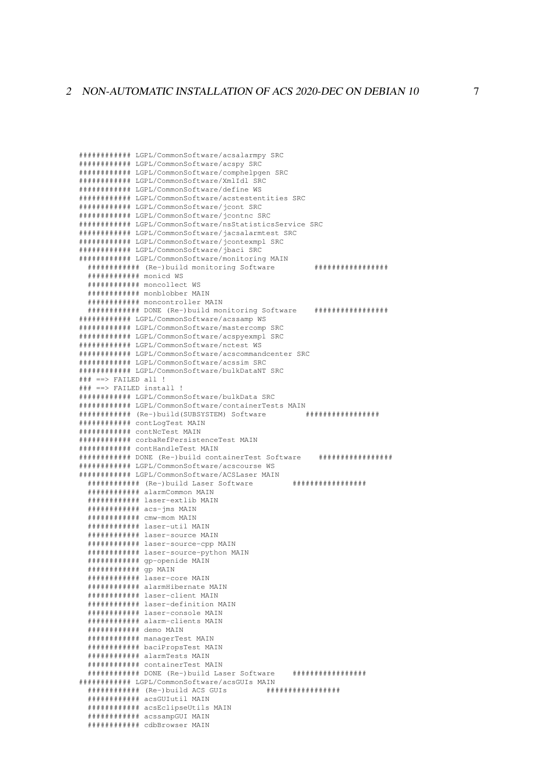```
############ LGPL/CommonSoftware/acsalarmpy SRC
############ LGPL/CommonSoftware/acspy SRC
############ LGPL/CommonSoftware/comphelpgen SRC
############ LGPL/CommonSoftware/XmlIdl SRC
############ LGPL/CommonSoftware/define WS
############ LGPL/CommonSoftware/acstestentities SRC
############ LGPL/CommonSoftware/jcont SRC
############ LGPL/CommonSoftware/jcontnc SRC
############ LGPL/CommonSoftware/nsStatisticsService SRC
############ LGPL/CommonSoftware/jacsalarmtest SRC
############ LGPL/CommonSoftware/jcontexmpl SRC
############ LGPL/CommonSoftware/jbaci SRC
############ LGPL/CommonSoftware/monitoring MAIN
  ############ (Re-)build monitoring Software         #################
  ############ monicd WS
  ############ moncollect WS
  ############ monblobber MAIN
  ############ moncontroller MAIN
  ############ DONE (Re-)build monitoring Software    #################
############ LGPL/CommonSoftware/acssamp WS
############ LGPL/CommonSoftware/mastercomp SRC
############ LGPL/CommonSoftware/acspyexmpl SRC
############ LGPL/CommonSoftware/nctest WS
############ LGPL/CommonSoftware/acscommandcenter SRC
############ LGPL/CommonSoftware/acssim SRC
############ LGPL/CommonSoftware/bulkDataNT SRC
### ==> FAILED all !
### ==> FAILED install !
############ LGPL/CommonSoftware/bulkData SRC
############ LGPL/CommonSoftware/containerTests MAIN
############ (Re-)build(SUBSYSTEM) Software         #################
############ contLogTest MAIN
############ contNcTest MAIN
############ corbaRefPersistenceTest MAIN
############ contHandleTest MAIN
############ DONE (Re-)build containerTest Software    #################
############ LGPL/CommonSoftware/acscourse WS
############ LGPL/CommonSoftware/ACSLaser MAIN
  ############ (Re-)build Laser Software         #################
  ############ alarmCommon MAIN
  ############ laser-extlib MAIN
  ############ acs-jms MAIN
  ############ cmw-mom MAIN
  ############ laser-util MAIN
  ############ laser-source MAIN
  ############ laser-source-cpp MAIN
  ############ laser-source-python MAIN
  ############ gp-openide MAIN
  ############ gp MAIN
  ############ laser-core MAIN
  ############ alarmHibernate MAIN
  ############ laser-client MAIN
  ############ laser-definition MAIN
  ############ laser-console MAIN
  ############ alarm-clients MAIN
  ############ demo MAIN
  ############ managerTest MAIN
  ############ baciPropsTest MAIN
  ############ alarmTests MAIN
  ############ containerTest MAIN
  ############ DONE (Re-)build Laser Software    #################
############ LGPL/CommonSoftware/acsGUIs MAIN
  ############ (Re-)build ACS GUIs         #################
  ############ acsGUIutil MAIN
  ############ acsEclipseUtils MAIN
  ############ acssampGUI MAIN
  ############ cdbBrowser MAIN
```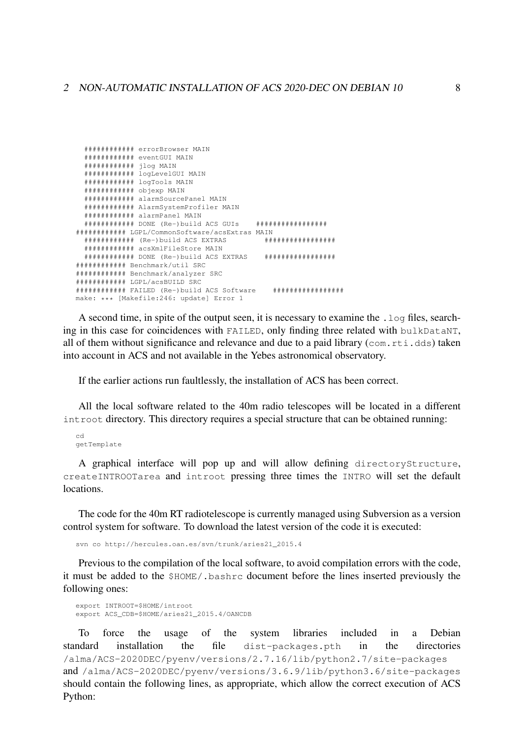```
  ############ errorBrowser MAIN
  ############ eventGUI MAIN
  ############ jlog MAIN
  ############ logLevelGUI MAIN
  ############ logTools MAIN
  ############ objexp MAIN
  ############ alarmSourcePanel MAIN
  ############ AlarmSystemProfiler MAIN
  ############ alarmPanel MAIN
  ############ DONE (Re-)build ACS GUIs    #################
############ LGPL/CommonSoftware/acsExtras MAIN
  ############ (Re-)build ACS EXTRAS         #################
  ############ acsXmlFileStore MAIN
  ############ DONE (Re-)build ACS EXTRAS    #################
############ Benchmark/util SRC
############ Benchmark/analyzer SRC
############ LGPL/acsBUILD SRC
############ FAILED (Re-)build ACS Software    #################
make: *** [Makefile:246: update] Error 1
```

A second time, in spite of the output seen, it is necessary to examine the `.log` files, searching in this case for coincidences with `FAILED`, only finding three related with `bulkDataNT`, all of them without significance and relevance and due to a paid library (`com.rti.dds`) taken into account in ACS and not available in the Yebes astronomical observatory.

If the earlier actions run faultlessly, the installation of ACS has been correct.

All the local software related to the 40m radio telescopes will be located in a different `introot` directory. This directory requires a special structure that can be obtained running:

```
cd
getTemplate
```

A graphical interface will pop up and will allow defining `directoryStructure`, `createINTROOTarea` and `introot` pressing three times the `INTRO` will set the default locations.

The code for the 40m RT radiotelescope is currently managed using Subversion as a version control system for software. To download the latest version of the code it is executed:

```
svn co http://hercules.oan.es/svn/trunk/aries21_2015.4
```

Previous to the compilation of the local software, to avoid compilation errors with the code, it must be added to the `$HOME/.bashrc` document before the lines inserted previously the following ones:

```
export INTROOT=$HOME/introot
export ACS_CDB=$HOME/aries21_2015.4/OANCDB
```

To force the usage of the system libraries included in a Debian standard installation the file `dist-packages.pth` in the directories `/alma/ACS-2020DEC/pyenv/versions/2.7.16/lib/python2.7/site-packages` and `/alma/ACS-2020DEC/pyenv/versions/3.6.9/lib/python3.6/site-packages` should contain the following lines, as appropriate, which allow the correct execution of ACS Python: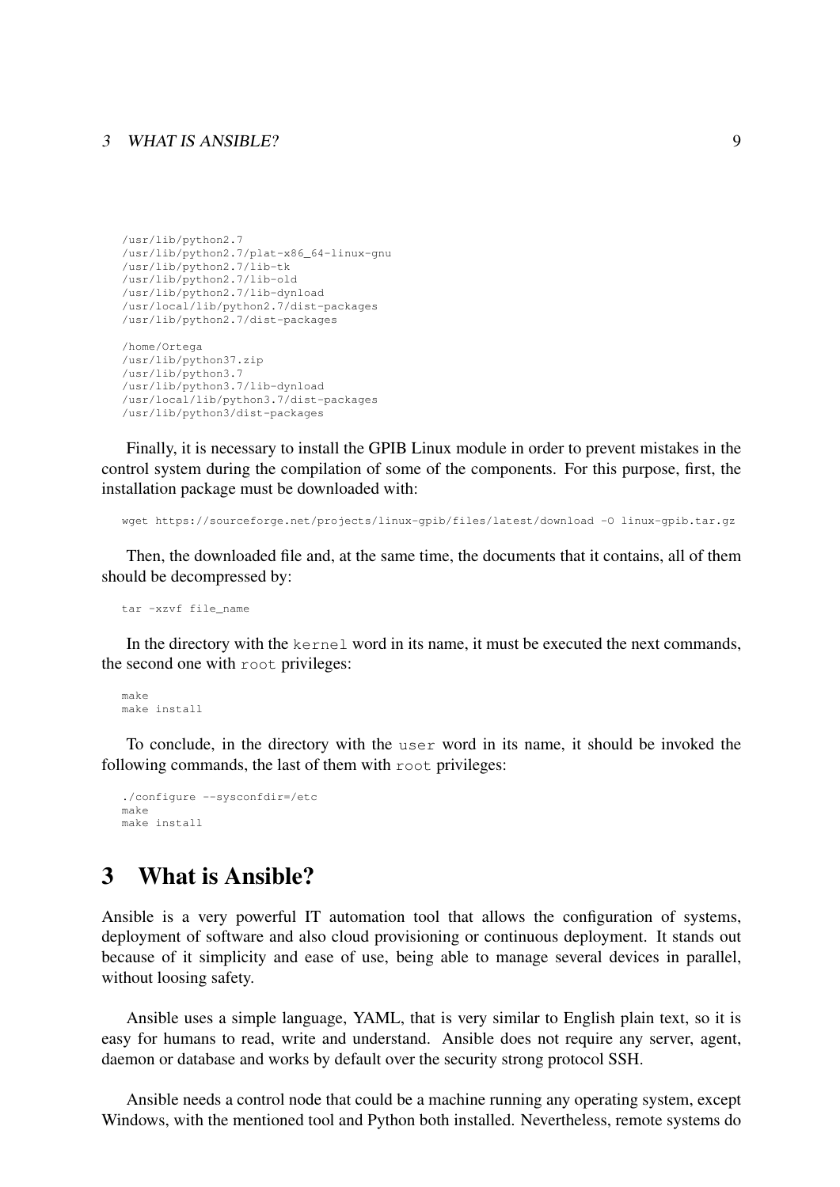```
/usr/lib/python2.7
/usr/lib/python2.7/plat-x86_64-linux-gnu
/usr/lib/python2.7/lib-tk
/usr/lib/python2.7/lib-old
/usr/lib/python2.7/lib-dynload
/usr/local/lib/python2.7/dist-packages
/usr/lib/python2.7/dist-packages

/home/Ortega
/usr/lib/python37.zip
/usr/lib/python3.7
/usr/lib/python3.7/lib-dynload
/usr/local/lib/python3.7/dist-packages
/usr/lib/python3/dist-packages
```

Finally, it is necessary to install the GPIB Linux module in order to prevent mistakes in the control system during the compilation of some of the components. For this purpose, first, the installation package must be downloaded with:

```
wget https://sourceforge.net/projects/linux-gpib/files/latest/download -O linux-gpib.tar.gz
```

Then, the downloaded file and, at the same time, the documents that it contains, all of them should be decompressed by:

```
tar -xzvf file_name
```

In the directory with the `kernel` word in its name, it must be executed the next commands, the second one with `root` privileges:

```
make
make install
```

To conclude, in the directory with the `user` word in its name, it should be invoked the following commands, the last of them with `root` privileges:

```
./configure --sysconfdir=/etc
make
make install
```

# 3 What is Ansible?

Ansible is a very powerful IT automation tool that allows the configuration of systems, deployment of software and also cloud provisioning or continuous deployment. It stands out because of it simplicity and ease of use, being able to manage several devices in parallel, without loosing safety.

Ansible uses a simple language, YAML, that is very similar to English plain text, so it is easy for humans to read, write and understand. Ansible does not require any server, agent, daemon or database and works by default over the security strong protocol SSH.

Ansible needs a control node that could be a machine running any operating system, except Windows, with the mentioned tool and Python both installed. Nevertheless, remote systems do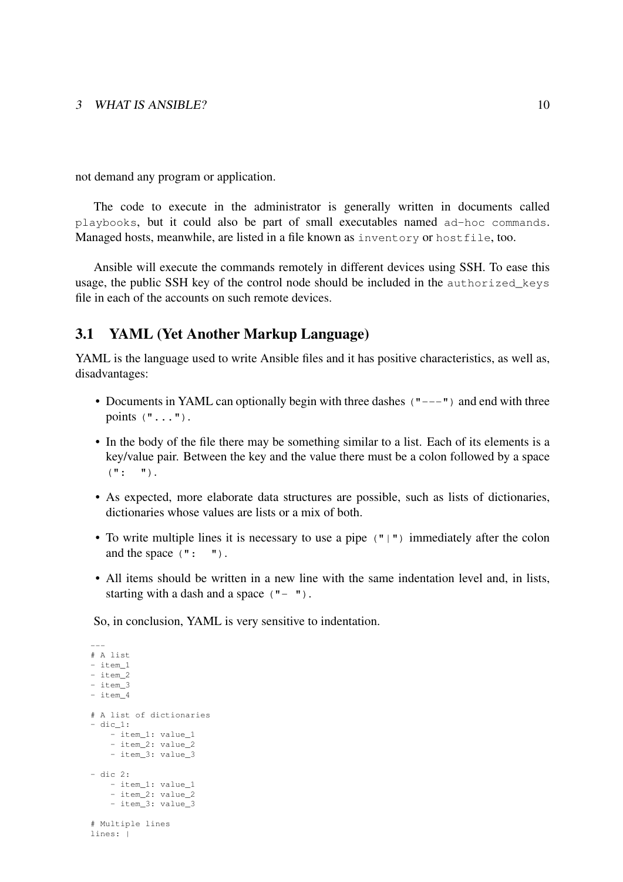not demand any program or application.

The code to execute in the administrator is generally written in documents called `playbooks`, but it could also be part of small executables named `ad-hoc commands`. Managed hosts, meanwhile, are listed in a file known as `inventory` or `hostfile`, too.

Ansible will execute the commands remotely in different devices using SSH. To ease this usage, the public SSH key of the control node should be included in the `authorized_keys` file in each of the accounts on such remote devices.

## 3.1 YAML (Yet Another Markup Language)

YAML is the language used to write Ansible files and it has positive characteristics, as well as, disadvantages:

- Documents in YAML can optionally begin with three dashes `("---")` and end with three points `("...")`.
- In the body of the file there may be something similar to a list. Each of its elements is a key/value pair. Between the key and the value there must be a colon followed by a space `(": ")`.
- As expected, more elaborate data structures are possible, such as lists of dictionaries, dictionaries whose values are lists or a mix of both.
- To write multiple lines it is necessary to use a pipe `("|")` immediately after the colon and the space `(": ")`.
- All items should be written in a new line with the same indentation level and, in lists, starting with a dash and a space `("- ")`.

So, in conclusion, YAML is very sensitive to indentation.

```
---
# A list
- item_1
- item_2
- item_3
- item_4

# A list of dictionaries
- dic_1:
    - item_1: value_1
    - item_2: value_2
    - item_3: value_3

- dic 2:
    - item_1: value_1
    - item_2: value_2
    - item_3: value_3

# Multiple lines
lines: |
```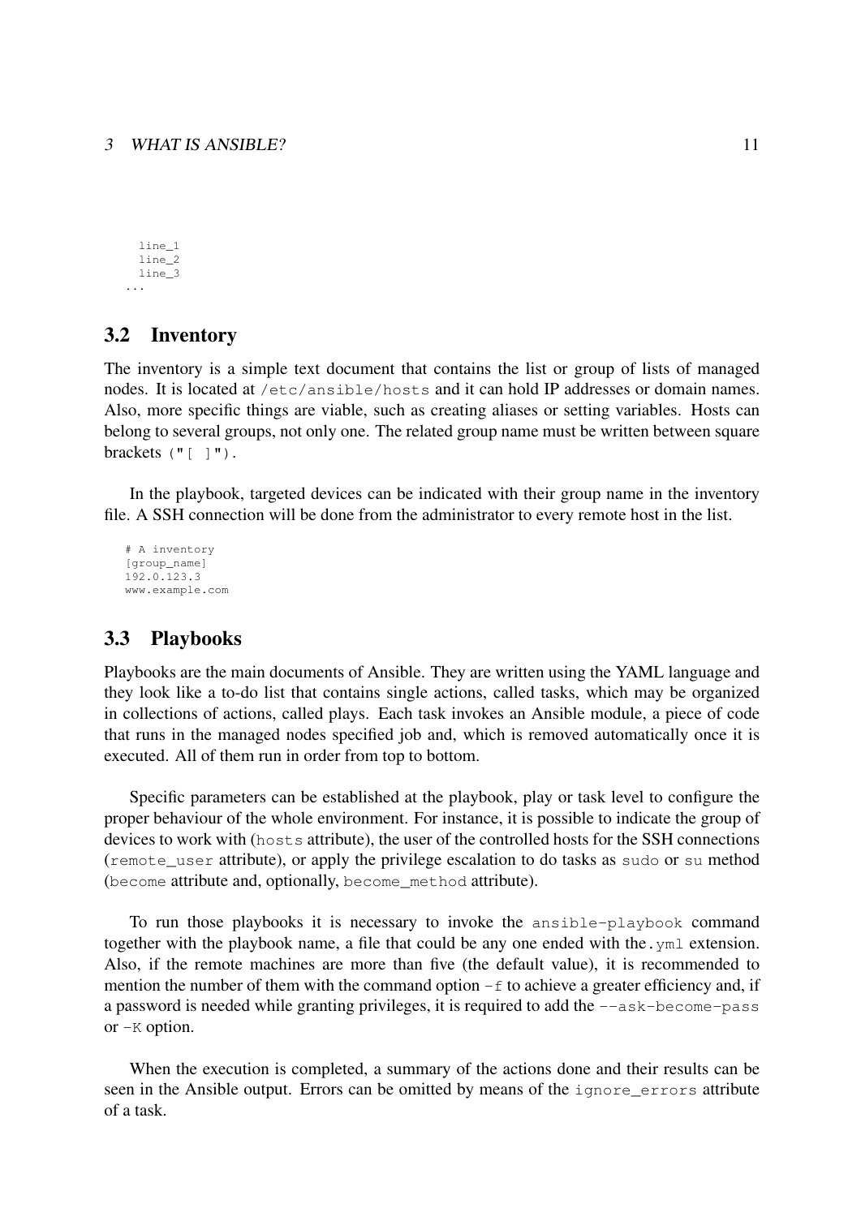```
    line_1
    line_2
    line_3
...
```

## 3.2 Inventory

The inventory is a simple text document that contains the list or group of lists of managed nodes. It is located at `/etc/ansible/hosts` and it can hold IP addresses or domain names. Also, more specific things are viable, such as creating aliases or setting variables. Hosts can belong to several groups, not only one. The related group name must be written between square brackets `("[ ]")`.

In the playbook, targeted devices can be indicated with their group name in the inventory file. A SSH connection will be done from the administrator to every remote host in the list.

```
# A inventory
[group_name]
192.0.123.3
www.example.com
```

## 3.3 Playbooks

Playbooks are the main documents of Ansible. They are written using the YAML language and they look like a to-do list that contains single actions, called tasks, which may be organized in collections of actions, called plays. Each task invokes an Ansible module, a piece of code that runs in the managed nodes specified job and, which is removed automatically once it is executed. All of them run in order from top to bottom.

Specific parameters can be established at the playbook, play or task level to configure the proper behaviour of the whole environment. For instance, it is possible to indicate the group of devices to work with (`hosts` attribute), the user of the controlled hosts for the SSH connections (`remote_user` attribute), or apply the privilege escalation to do tasks as `sudo` or `su` method (`become` attribute and, optionally, `become_method` attribute).

To run those playbooks it is necessary to invoke the `ansible-playbook` command together with the playbook name, a file that could be any one ended with the `.yml` extension. Also, if the remote machines are more than five (the default value), it is recommended to mention the number of them with the command option `-f` to achieve a greater efficiency and, if a password is needed while granting privileges, it is required to add the `--ask-become-pass` or `-K` option.

When the execution is completed, a summary of the actions done and their results can be seen in the Ansible output. Errors can be omitted by means of the `ignore_errors` attribute of a task.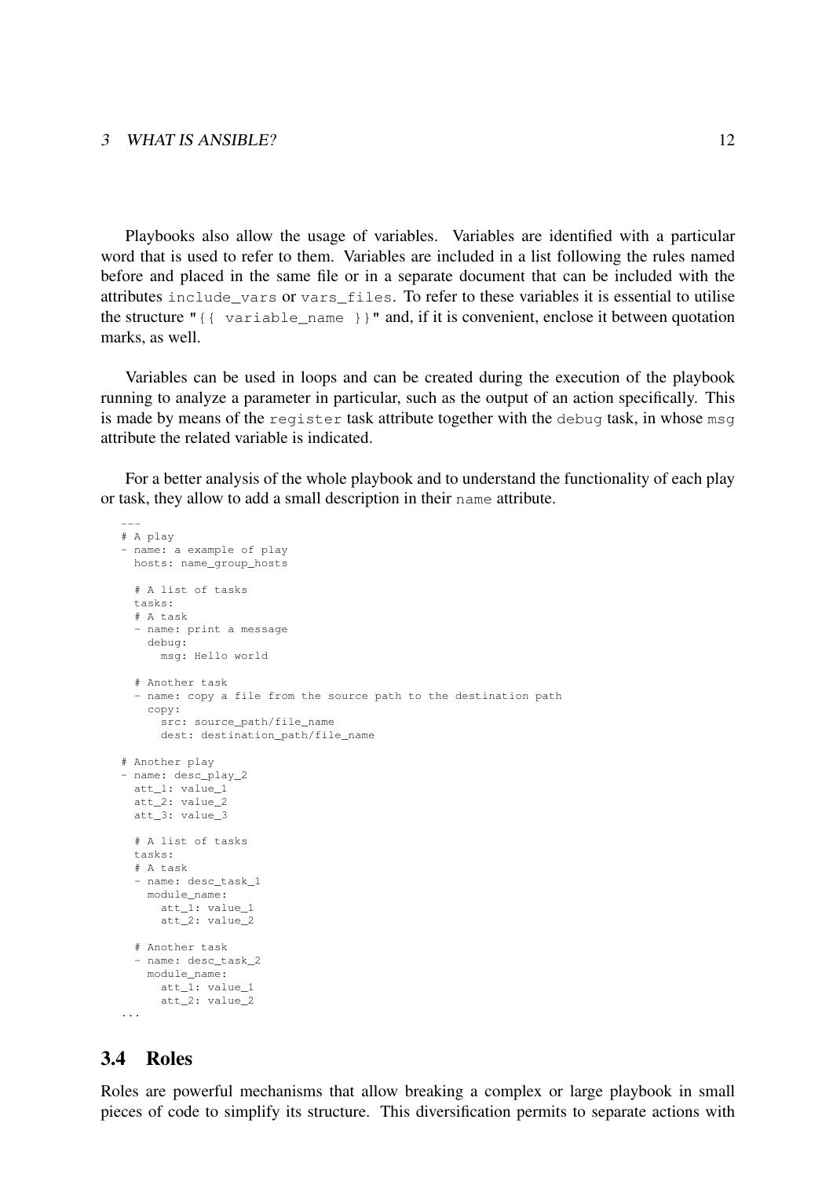Playbooks also allow the usage of variables. Variables are identified with a particular word that is used to refer to them. Variables are included in a list following the rules named before and placed in the same file or in a separate document that can be included with the attributes `include_vars` or `vars_files`. To refer to these variables it is essential to utilise the structure `"{{ variable_name }}"` and, if it is convenient, enclose it between quotation marks, as well.

Variables can be used in loops and can be created during the execution of the playbook running to analyze a parameter in particular, such as the output of an action specifically. This is made by means of the `register` task attribute together with the `debug` task, in whose `msg` attribute the related variable is indicated.

For a better analysis of the whole playbook and to understand the functionality of each play or task, they allow to add a small description in their `name` attribute.

```
---
# A play
- name: a example of play
  hosts: name_group_hosts

  # A list of tasks
  tasks:
  # A task
  - name: print a message
    debug:
      msg: Hello world

  # Another task
  - name: copy a file from the source path to the destination path
    copy:
      src: source_path/file_name
      dest: destination_path/file_name

# Another play
- name: desc_play_2
  att_1: value_1
  att_2: value_2
  att_3: value_3

  # A list of tasks
  tasks:
  # A task
  - name: desc_task_1
    module_name:
      att_1: value_1
      att_2: value_2

  # Another task
  - name: desc_task_2
    module_name:
      att_1: value_1
      att_2: value_2
...
```

## 3.4 Roles

Roles are powerful mechanisms that allow breaking a complex or large playbook in small pieces of code to simplify its structure. This diversification permits to separate actions with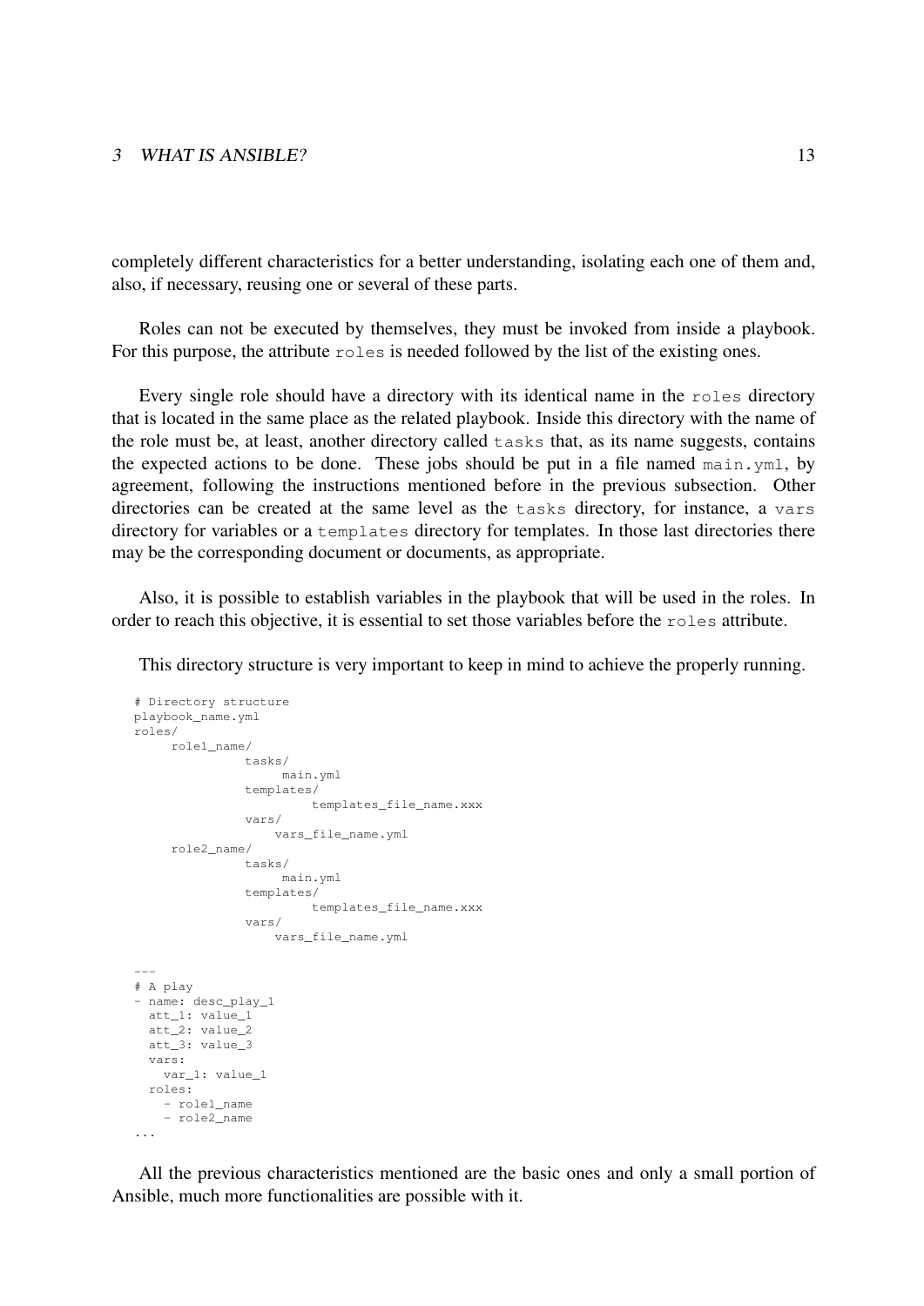completely different characteristics for a better understanding, isolating each one of them and, also, if necessary, reusing one or several of these parts.

Roles can not be executed by themselves, they must be invoked from inside a playbook. For this purpose, the attribute `roles` is needed followed by the list of the existing ones.

Every single role should have a directory with its identical name in the `roles` directory that is located in the same place as the related playbook. Inside this directory with the name of the role must be, at least, another directory called `tasks` that, as its name suggests, contains the expected actions to be done. These jobs should be put in a file named `main.yml`, by agreement, following the instructions mentioned before in the previous subsection. Other directories can be created at the same level as the `tasks` directory, for instance, a `vars` directory for variables or a `templates` directory for templates. In those last directories there may be the corresponding document or documents, as appropriate.

Also, it is possible to establish variables in the playbook that will be used in the roles. In order to reach this objective, it is essential to set those variables before the `roles` attribute.

This directory structure is very important to keep in mind to achieve the properly running.

```
# Directory structure
playbook_name.yml
roles/
     role1_name/
               tasks/
                    main.yml
               templates/
                       templates_file_name.xxx
               vars/
                   vars_file_name.yml
     role2_name/
               tasks/
                    main.yml
               templates/
                       templates_file_name.xxx
               vars/
                   vars_file_name.yml
```

```
---
# A play
- name: desc_play_1
  att_1: value_1
  att_2: value_2
  att_3: value_3
  vars:
    var_1: value_1
  roles:
    - role1_name
    - role2_name
...
```

All the previous characteristics mentioned are the basic ones and only a small portion of Ansible, much more functionalities are possible with it.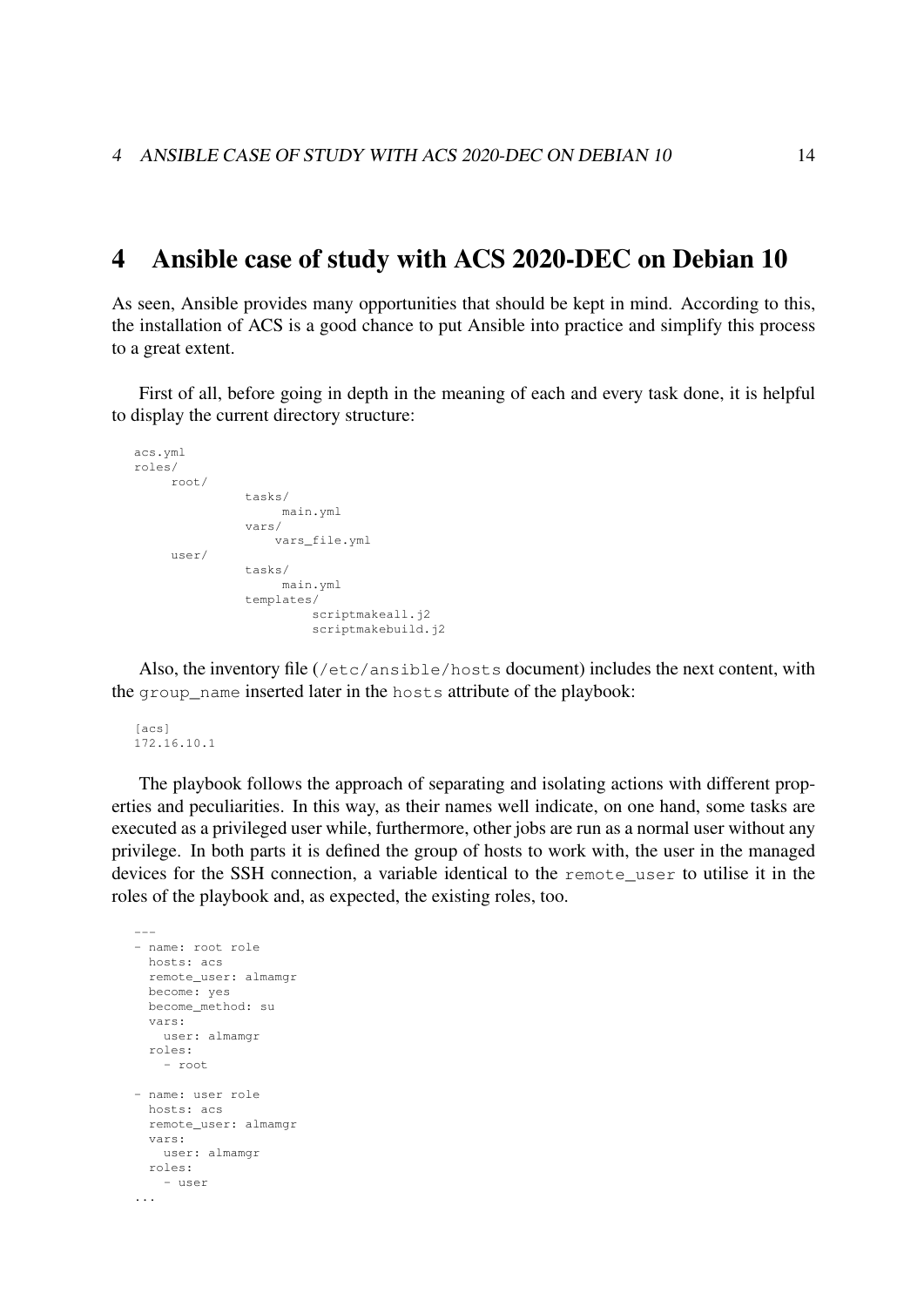# 4 Ansible case of study with ACS 2020-DEC on Debian 10

As seen, Ansible provides many opportunities that should be kept in mind. According to this, the installation of ACS is a good chance to put Ansible into practice and simplify this process to a great extent.

First of all, before going in depth in the meaning of each and every task done, it is helpful to display the current directory structure:

```
acs.yml
roles/
     root/
               tasks/
                    main.yml
               vars/
                   vars_file.yml
     user/
               tasks/
                    main.yml
               templates/
                        scriptmakeall.j2
                        scriptmakebuild.j2
```

Also, the inventory file (`/etc/ansible/hosts` document) includes the next content, with the `group_name` inserted later in the `hosts` attribute of the playbook:

```
[acs]
172.16.10.1
```

The playbook follows the approach of separating and isolating actions with different properties and peculiarities. In this way, as their names well indicate, on one hand, some tasks are executed as a privileged user while, furthermore, other jobs are run as a normal user without any privilege. In both parts it is defined the group of hosts to work with, the user in the managed devices for the SSH connection, a variable identical to the `remote_user` to utilise it in the roles of the playbook and, as expected, the existing roles, too.

```
---
- name: root role
  hosts: acs
  remote_user: almamgr
  become: yes
  become_method: su
  vars:
    user: almamgr
  roles:
    - root

- name: user role
  hosts: acs
  remote_user: almamgr
  vars:
    user: almamgr
  roles:
    - user
...
```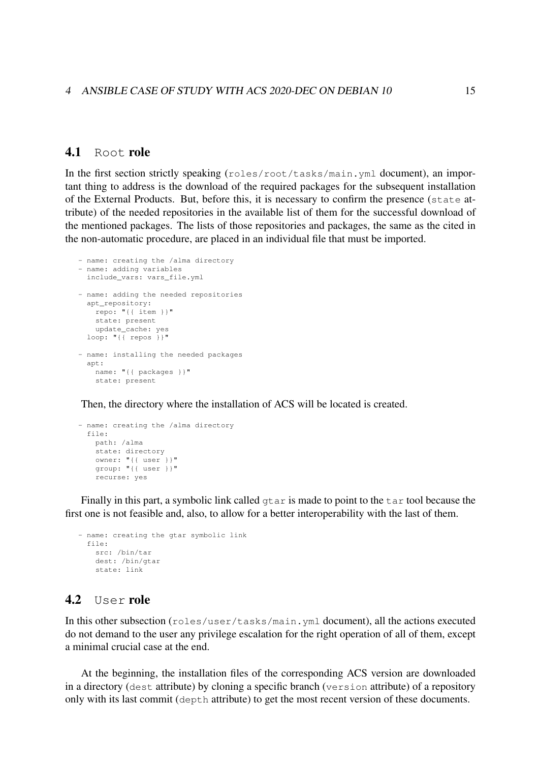## 4.1 `Root` role

In the first section strictly speaking (`roles/root/tasks/main.yml` document), an important thing to address is the download of the required packages for the subsequent installation of the External Products. But, before this, it is necessary to confirm the presence (`state` attribute) of the needed repositories in the available list of them for the successful download of the mentioned packages. The lists of those repositories and packages, the same as the cited in the non-automatic procedure, are placed in an individual file that must be imported.

```
- name: creating the /alma directory
- name: adding variables
  include_vars: vars_file.yml

- name: adding the needed repositories
  apt_repository:
    repo: "{{ item }}"
    state: present
    update_cache: yes
  loop: "{{ repos }}"

- name: installing the needed packages
  apt:
    name: "{{ packages }}"
    state: present
```

Then, the directory where the installation of ACS will be located is created.

```
- name: creating the /alma directory
  file:
    path: /alma
    state: directory
    owner: "{{ user }}"
    group: "{{ user }}"
    recurse: yes
```

Finally in this part, a symbolic link called `gtar` is made to point to the `tar` tool because the first one is not feasible and, also, to allow for a better interoperability with the last of them.

```
- name: creating the gtar symbolic link
  file:
    src: /bin/tar
    dest: /bin/gtar
    state: link
```

## 4.2 `User` role

In this other subsection (`roles/user/tasks/main.yml` document), all the actions executed do not demand to the user any privilege escalation for the right operation of all of them, except a minimal crucial case at the end.

At the beginning, the installation files of the corresponding ACS version are downloaded in a directory (`dest` attribute) by cloning a specific branch (`version` attribute) of a repository only with its last commit (`depth` attribute) to get the most recent version of these documents.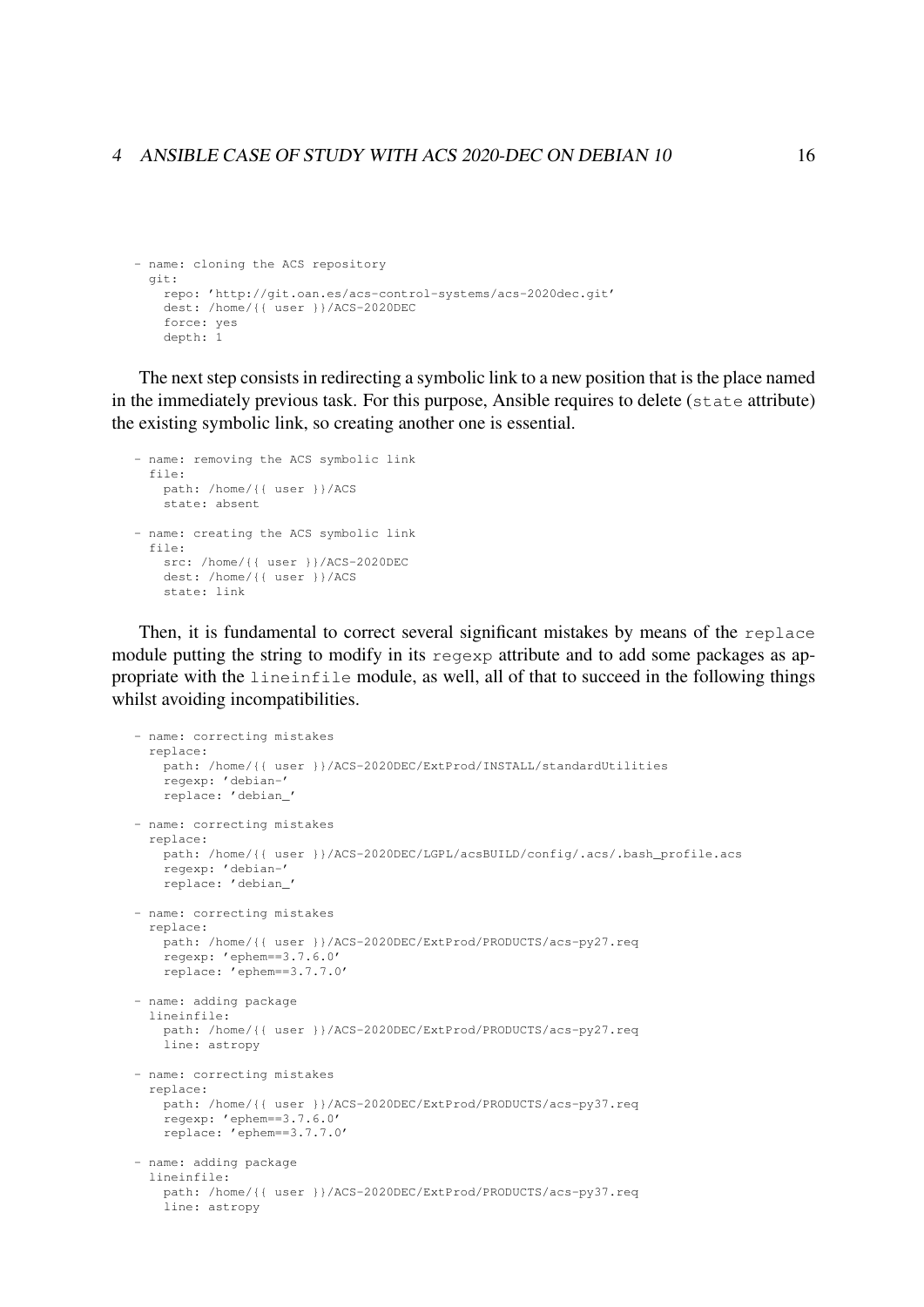```
- name: cloning the ACS repository
  git:
    repo: 'http://git.oan.es/acs-control-systems/acs-2020dec.git'
    dest: /home/{{ user }}/ACS-2020DEC
    force: yes
    depth: 1
```

The next step consists in redirecting a symbolic link to a new position that is the place named in the immediately previous task. For this purpose, Ansible requires to delete (`state` attribute) the existing symbolic link, so creating another one is essential.

```
- name: removing the ACS symbolic link
  file:
    path: /home/{{ user }}/ACS
    state: absent

- name: creating the ACS symbolic link
  file:
    src: /home/{{ user }}/ACS-2020DEC
    dest: /home/{{ user }}/ACS
    state: link
```

Then, it is fundamental to correct several significant mistakes by means of the `replace` module putting the string to modify in its `regexp` attribute and to add some packages as appropriate with the `lineinfile` module, as well, all of that to succeed in the following things whilst avoiding incompatibilities.

```
- name: correcting mistakes
  replace:
    path: /home/{{ user }}/ACS-2020DEC/ExtProd/INSTALL/standardUtilities
    regexp: 'debian-'
    replace: 'debian_'

- name: correcting mistakes
  replace:
    path: /home/{{ user }}/ACS-2020DEC/LGPL/acsBUILD/config/.acs/.bash_profile.acs
    regexp: 'debian-'
    replace: 'debian_'

- name: correcting mistakes
  replace:
    path: /home/{{ user }}/ACS-2020DEC/ExtProd/PRODUCTS/acs-py27.req
    regexp: 'ephem==3.7.6.0'
    replace: 'ephem==3.7.7.0'

- name: adding package
  lineinfile:
    path: /home/{{ user }}/ACS-2020DEC/ExtProd/PRODUCTS/acs-py27.req
    line: astropy

- name: correcting mistakes
  replace:
    path: /home/{{ user }}/ACS-2020DEC/ExtProd/PRODUCTS/acs-py37.req
    regexp: 'ephem==3.7.6.0'
    replace: 'ephem==3.7.7.0'

- name: adding package
  lineinfile:
    path: /home/{{ user }}/ACS-2020DEC/ExtProd/PRODUCTS/acs-py37.req
    line: astropy
```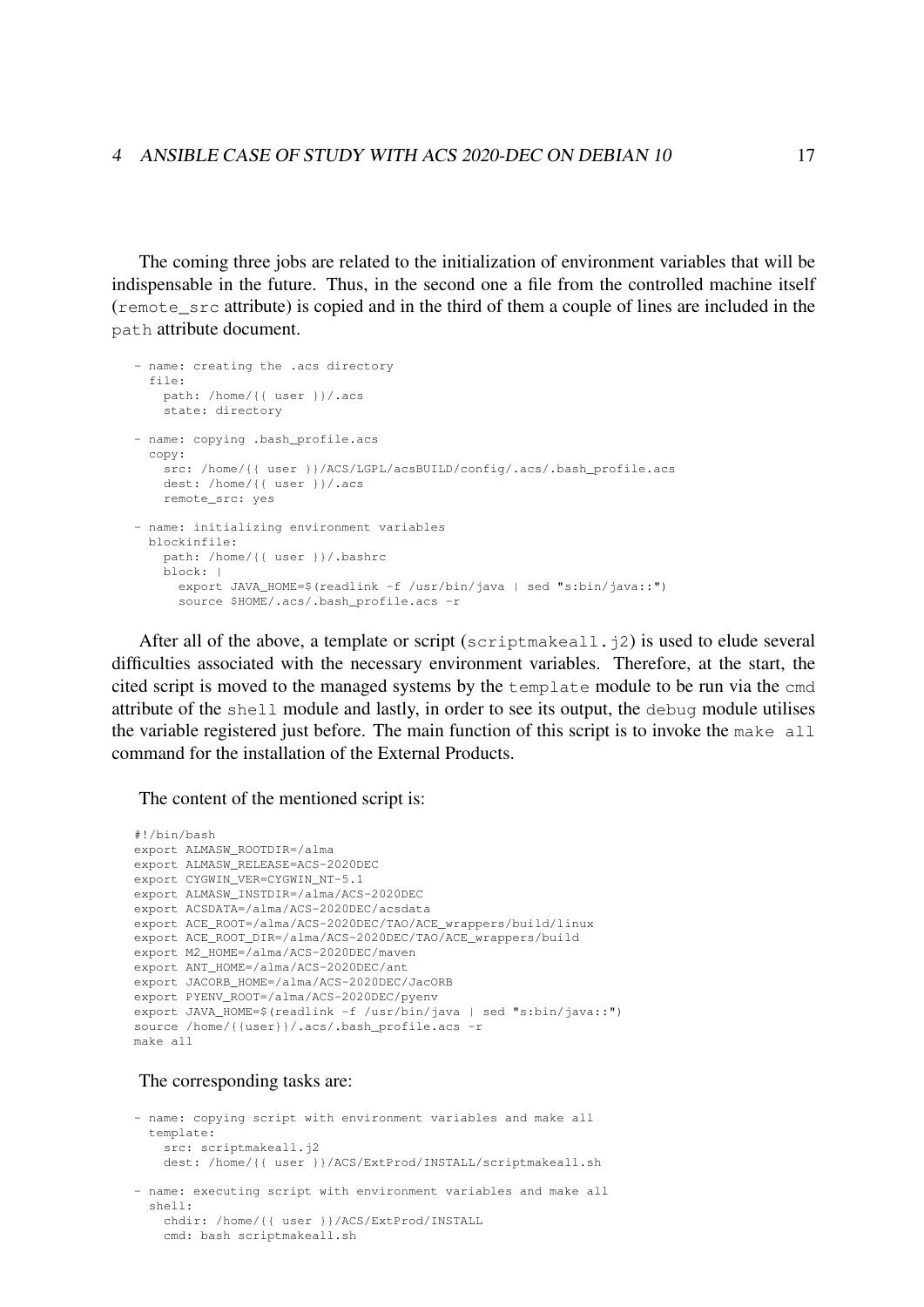The coming three jobs are related to the initialization of environment variables that will be indispensable in the future. Thus, in the second one a file from the controlled machine itself (`remote_src` attribute) is copied and in the third of them a couple of lines are included in the `path` attribute document.

```
- name: creating the .acs directory
  file:
    path: /home/{{ user }}/.acs
    state: directory

- name: copying .bash_profile.acs
  copy:
    src: /home/{{ user }}/ACS/LGPL/acsBUILD/config/.acs/.bash_profile.acs
    dest: /home/{{ user }}/.acs
    remote_src: yes

- name: initializing environment variables
  blockinfile:
    path: /home/{{ user }}/.bashrc
    block: |
      export JAVA_HOME=$(readlink -f /usr/bin/java | sed "s:bin/java::")
      source $HOME/.acs/.bash_profile.acs -r
```

After all of the above, a template or script (`scriptmakeall.j2`) is used to elude several difficulties associated with the necessary environment variables. Therefore, at the start, the cited script is moved to the managed systems by the `template` module to be run via the `cmd` attribute of the `shell` module and lastly, in order to see its output, the `debug` module utilises the variable registered just before. The main function of this script is to invoke the `make all` command for the installation of the External Products.

The content of the mentioned script is:

```
#!/bin/bash
export ALMASW_ROOTDIR=/alma
export ALMASW_RELEASE=ACS-2020DEC
export CYGWIN_VER=CYGWIN_NT-5.1
export ALMASW_INSTDIR=/alma/ACS-2020DEC
export ACSDATA=/alma/ACS-2020DEC/acsdata
export ACE_ROOT=/alma/ACS-2020DEC/TAO/ACE_wrappers/build/linux
export ACE_ROOT_DIR=/alma/ACS-2020DEC/TAO/ACE_wrappers/build
export M2_HOME=/alma/ACS-2020DEC/maven
export ANT_HOME=/alma/ACS-2020DEC/ant
export JACORB_HOME=/alma/ACS-2020DEC/JacORB
export PYENV_ROOT=/alma/ACS-2020DEC/pyenv
export JAVA_HOME=$(readlink -f /usr/bin/java | sed "s:bin/java::")
source /home/{{user}}/.acs/.bash_profile.acs -r
make all
```

The corresponding tasks are:

```
- name: copying script with environment variables and make all
  template:
    src: scriptmakeall.j2
    dest: /home/{{ user }}/ACS/ExtProd/INSTALL/scriptmakeall.sh

- name: executing script with environment variables and make all
  shell:
    chdir: /home/{{ user }}/ACS/ExtProd/INSTALL
    cmd: bash scriptmakeall.sh
```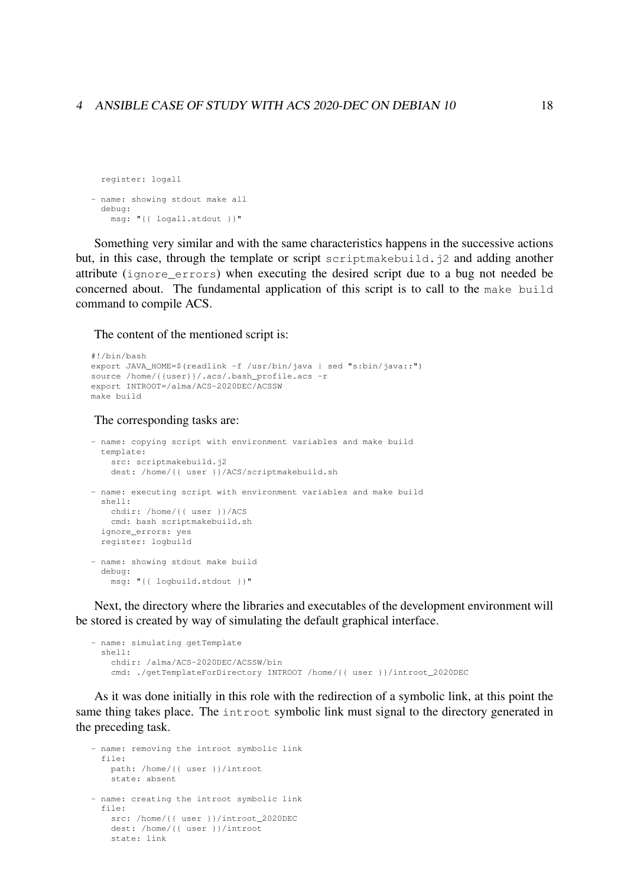```
    register: logall

- name: showing stdout make all
  debug:
    msg: "{{ logall.stdout }}"
```

Something very similar and with the same characteristics happens in the successive actions but, in this case, through the template or script `scriptmakebuild.j2` and adding another attribute (`ignore_errors`) when executing the desired script due to a bug not needed be concerned about. The fundamental application of this script is to call to the `make build` command to compile ACS.

The content of the mentioned script is:

```
#!/bin/bash
export JAVA_HOME=$(readlink -f /usr/bin/java | sed "s:bin/java::")
source /home/{{user}}/.acs/.bash_profile.acs -r
export INTROOT=/alma/ACS-2020DEC/ACSSW
make build
```

The corresponding tasks are:

```
- name: copying script with environment variables and make build
  template:
    src: scriptmakebuild.j2
    dest: /home/{{ user }}/ACS/scriptmakebuild.sh

- name: executing script with environment variables and make build
  shell:
    chdir: /home/{{ user }}/ACS
    cmd: bash scriptmakebuild.sh
  ignore_errors: yes
  register: logbuild

- name: showing stdout make build
  debug:
    msg: "{{ logbuild.stdout }}"
```

Next, the directory where the libraries and executables of the development environment will be stored is created by way of simulating the default graphical interface.

```
- name: simulating getTemplate
  shell:
    chdir: /alma/ACS-2020DEC/ACSSW/bin
    cmd: ./getTemplateForDirectory INTROOT /home/{{ user }}/introot_2020DEC
```

As it was done initially in this role with the redirection of a symbolic link, at this point the same thing takes place. The `introot` symbolic link must signal to the directory generated in the preceding task.

```
- name: removing the introot symbolic link
  file:
    path: /home/{{ user }}/introot
    state: absent

- name: creating the introot symbolic link
  file:
    src: /home/{{ user }}/introot_2020DEC
    dest: /home/{{ user }}/introot
    state: link
```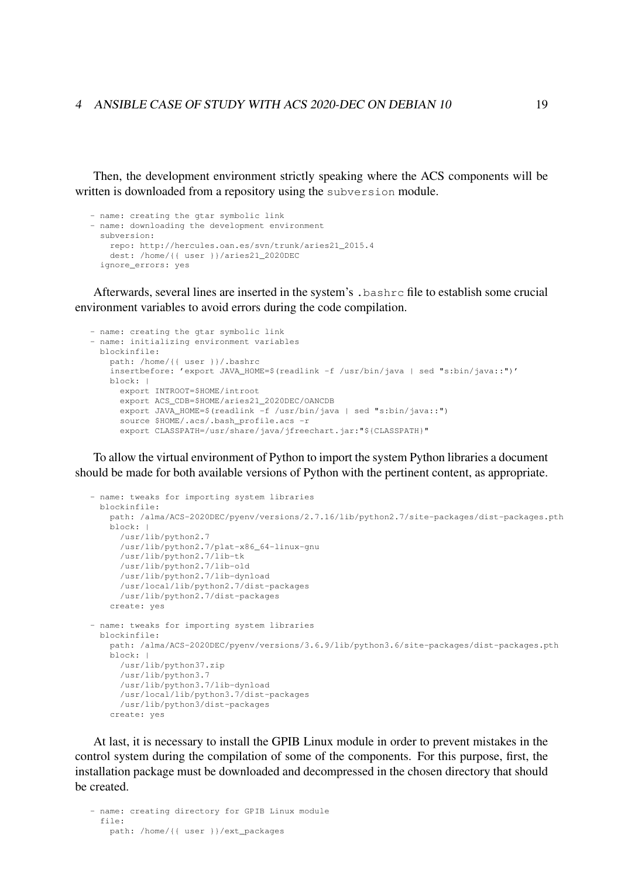Then, the development environment strictly speaking where the ACS components will be written is downloaded from a repository using the subversion module.

```
- name: creating the gtar symbolic link
- name: downloading the development environment
  subversion:
    repo: http://hercules.oan.es/svn/trunk/aries21_2015.4
    dest: /home/{{ user }}/aries21_2020DEC
  ignore_errors: yes
```

Afterwards, several lines are inserted in the system's .bashrc file to establish some crucial environment variables to avoid errors during the code compilation.

```
- name: creating the gtar symbolic link
- name: initializing environment variables
  blockinfile:
    path: /home/{{ user }}/.bashrc
    insertbefore: 'export JAVA_HOME=$(readlink -f /usr/bin/java | sed "s:bin/java::")'
    block: |
      export INTROOT=$HOME/introot
      export ACS_CDB=$HOME/aries21_2020DEC/OANCDB
      export JAVA_HOME=$(readlink -f /usr/bin/java | sed "s:bin/java::")
      source $HOME/.acs/.bash_profile.acs -r
      export CLASSPATH=/usr/share/java/jfreechart.jar:"${CLASSPATH}"
```

To allow the virtual environment of Python to import the system Python libraries a document should be made for both available versions of Python with the pertinent content, as appropriate.

```
- name: tweaks for importing system libraries
  blockinfile:
    path: /alma/ACS-2020DEC/pyenv/versions/2.7.16/lib/python2.7/site-packages/dist-packages.pth
    block: |
      /usr/lib/python2.7
      /usr/lib/python2.7/plat-x86_64-linux-gnu
      /usr/lib/python2.7/lib-tk
      /usr/lib/python2.7/lib-old
      /usr/lib/python2.7/lib-dynload
      /usr/local/lib/python2.7/dist-packages
      /usr/lib/python2.7/dist-packages
    create: yes

- name: tweaks for importing system libraries
  blockinfile:
    path: /alma/ACS-2020DEC/pyenv/versions/3.6.9/lib/python3.6/site-packages/dist-packages.pth
    block: |
      /usr/lib/python37.zip
      /usr/lib/python3.7
      /usr/lib/python3.7/lib-dynload
      /usr/local/lib/python3.7/dist-packages
      /usr/lib/python3/dist-packages
    create: yes
```

At last, it is necessary to install the GPIB Linux module in order to prevent mistakes in the control system during the compilation of some of the components. For this purpose, first, the installation package must be downloaded and decompressed in the chosen directory that should be created.

```
- name: creating directory for GPIB Linux module
  file:
    path: /home/{{ user }}/ext_packages
```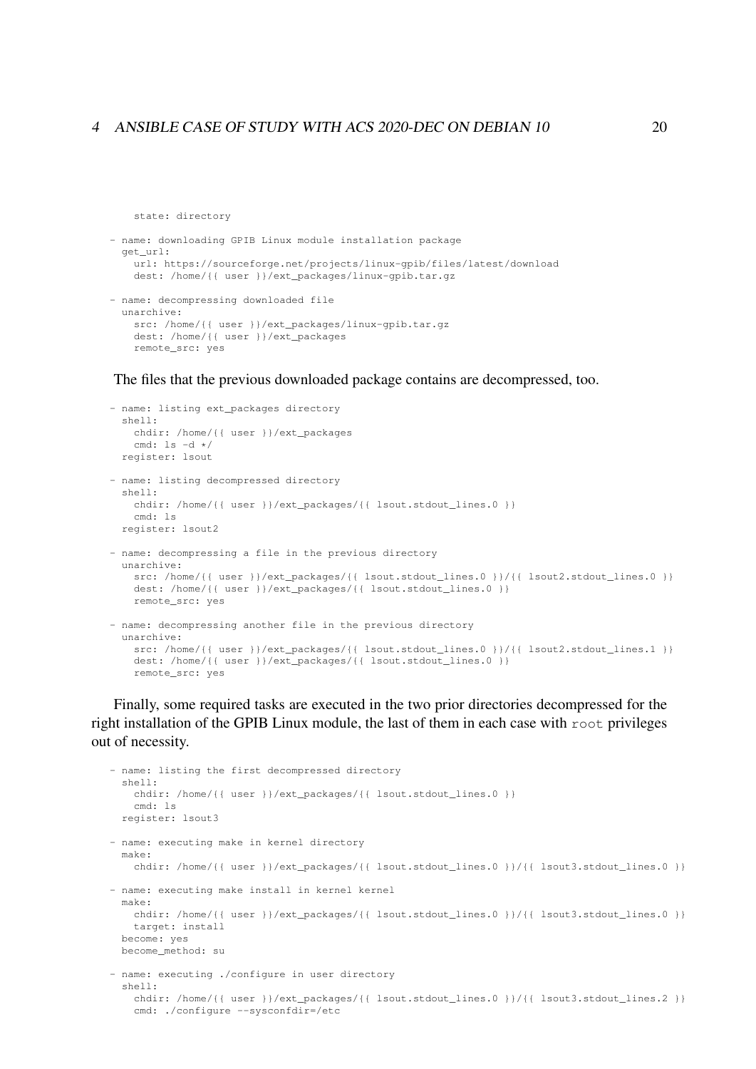```
      state: directory

- name: downloading GPIB Linux module installation package
  get_url:
    url: https://sourceforge.net/projects/linux-gpib/files/latest/download
    dest: /home/{{ user }}/ext_packages/linux-gpib.tar.gz

- name: decompressing downloaded file
  unarchive:
    src: /home/{{ user }}/ext_packages/linux-gpib.tar.gz
    dest: /home/{{ user }}/ext_packages
    remote_src: yes
```

The files that the previous downloaded package contains are decompressed, too.

```
- name: listing ext_packages directory
  shell:
    chdir: /home/{{ user }}/ext_packages
    cmd: ls -d */
  register: lsout

- name: listing decompressed directory
  shell:
    chdir: /home/{{ user }}/ext_packages/{{ lsout.stdout_lines.0 }}
    cmd: ls
  register: lsout2

- name: decompressing a file in the previous directory
  unarchive:
    src: /home/{{ user }}/ext_packages/{{ lsout.stdout_lines.0 }}/{{ lsout2.stdout_lines.0 }}
    dest: /home/{{ user }}/ext_packages/{{ lsout.stdout_lines.0 }}
    remote_src: yes

- name: decompressing another file in the previous directory
  unarchive:
    src: /home/{{ user }}/ext_packages/{{ lsout.stdout_lines.0 }}/{{ lsout2.stdout_lines.1 }}
    dest: /home/{{ user }}/ext_packages/{{ lsout.stdout_lines.0 }}
    remote_src: yes
```

Finally, some required tasks are executed in the two prior directories decompressed for the right installation of the GPIB Linux module, the last of them in each case with `root` privileges out of necessity.

```
- name: listing the first decompressed directory
  shell:
    chdir: /home/{{ user }}/ext_packages/{{ lsout.stdout_lines.0 }}
    cmd: ls
  register: lsout3

- name: executing make in kernel directory
  make:
    chdir: /home/{{ user }}/ext_packages/{{ lsout.stdout_lines.0 }}/{{ lsout3.stdout_lines.0 }}

- name: executing make install in kernel kernel
  make:
    chdir: /home/{{ user }}/ext_packages/{{ lsout.stdout_lines.0 }}/{{ lsout3.stdout_lines.0 }}
    target: install
  become: yes
  become_method: su

- name: executing ./configure in user directory
  shell:
    chdir: /home/{{ user }}/ext_packages/{{ lsout.stdout_lines.0 }}/{{ lsout3.stdout_lines.2 }}
    cmd: ./configure --sysconfdir=/etc
```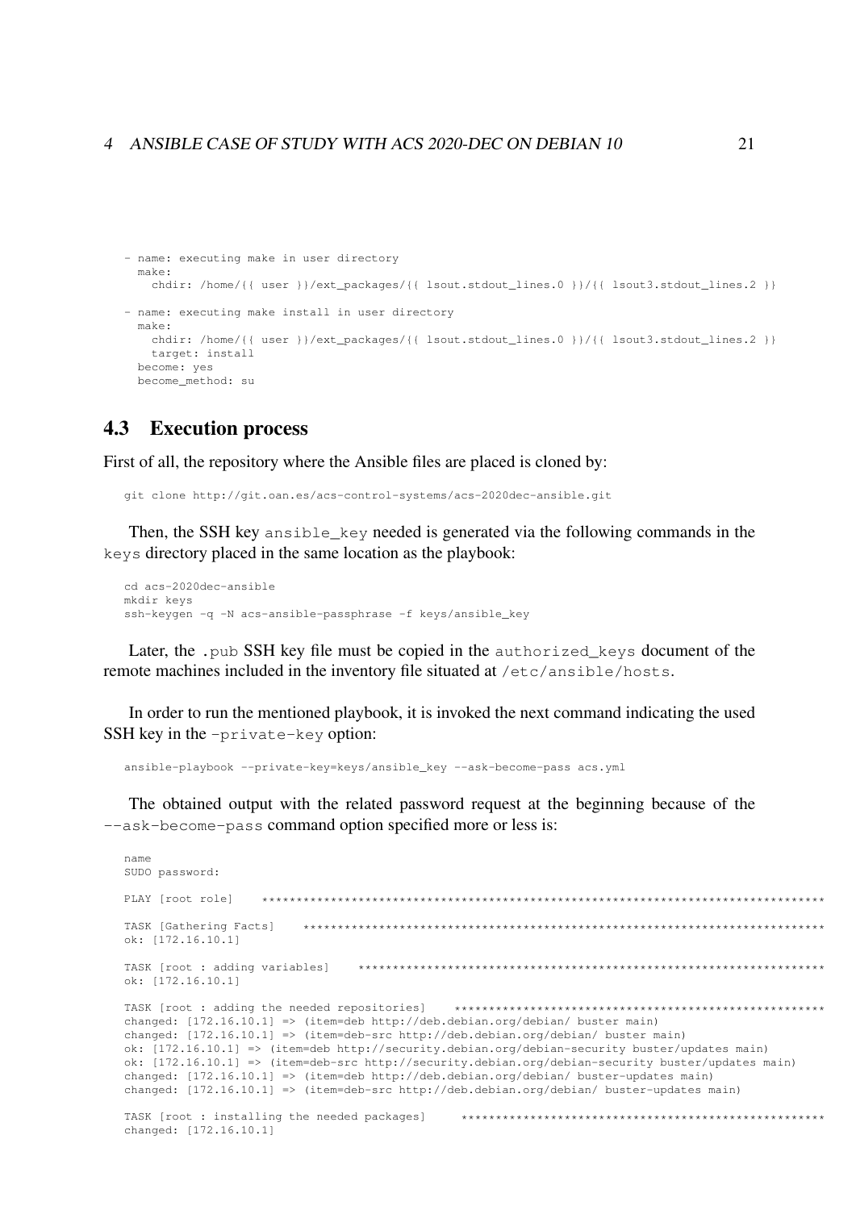```
- name: executing make in user directory
  make:
    chdir: /home/{{ user }}/ext_packages/{{ lsout.stdout_lines.0 }}/{{ lsout3.stdout_lines.2 }}

- name: executing make install in user directory
  make:
    chdir: /home/{{ user }}/ext_packages/{{ lsout.stdout_lines.0 }}/{{ lsout3.stdout_lines.2 }}
    target: install
  become: yes
  become_method: su
```

## 4.3 Execution process

First of all, the repository where the Ansible files are placed is cloned by:

```
git clone http://git.oan.es/acs-control-systems/acs-2020dec-ansible.git
```

Then, the SSH key `ansible_key` needed is generated via the following commands in the `keys` directory placed in the same location as the playbook:

```
cd acs-2020dec-ansible
mkdir keys
ssh-keygen -q -N acs-ansible-passphrase -f keys/ansible_key
```

Later, the `.pub` SSH key file must be copied in the `authorized_keys` document of the remote machines included in the inventory file situated at `/etc/ansible/hosts`.

In order to run the mentioned playbook, it is invoked the next command indicating the used SSH key in the `-private-key` option:

```
ansible-playbook --private-key=keys/ansible_key --ask-become-pass acs.yml
```

The obtained output with the related password request at the beginning because of the `--ask-become-pass` command option specified more or less is:

```
name
SUDO password:

PLAY [root role]    **********************************************************************************

TASK [Gathering Facts]    ****************************************************************************
ok: [172.16.10.1]

TASK [root : adding variables]    ********************************************************************
ok: [172.16.10.1]

TASK [root : adding the needed repositories]    ******************************************************
changed: [172.16.10.1] => (item=deb http://deb.debian.org/debian/ buster main)
changed: [172.16.10.1] => (item=deb-src http://deb.debian.org/debian/ buster main)
ok: [172.16.10.1] => (item=deb http://security.debian.org/debian-security buster/updates main)
ok: [172.16.10.1] => (item=deb-src http://security.debian.org/debian-security buster/updates main)
changed: [172.16.10.1] => (item=deb http://deb.debian.org/debian/ buster-updates main)
changed: [172.16.10.1] => (item=deb-src http://deb.debian.org/debian/ buster-updates main)

TASK [root : installing the needed packages]    ******************************************************
changed: [172.16.10.1]
```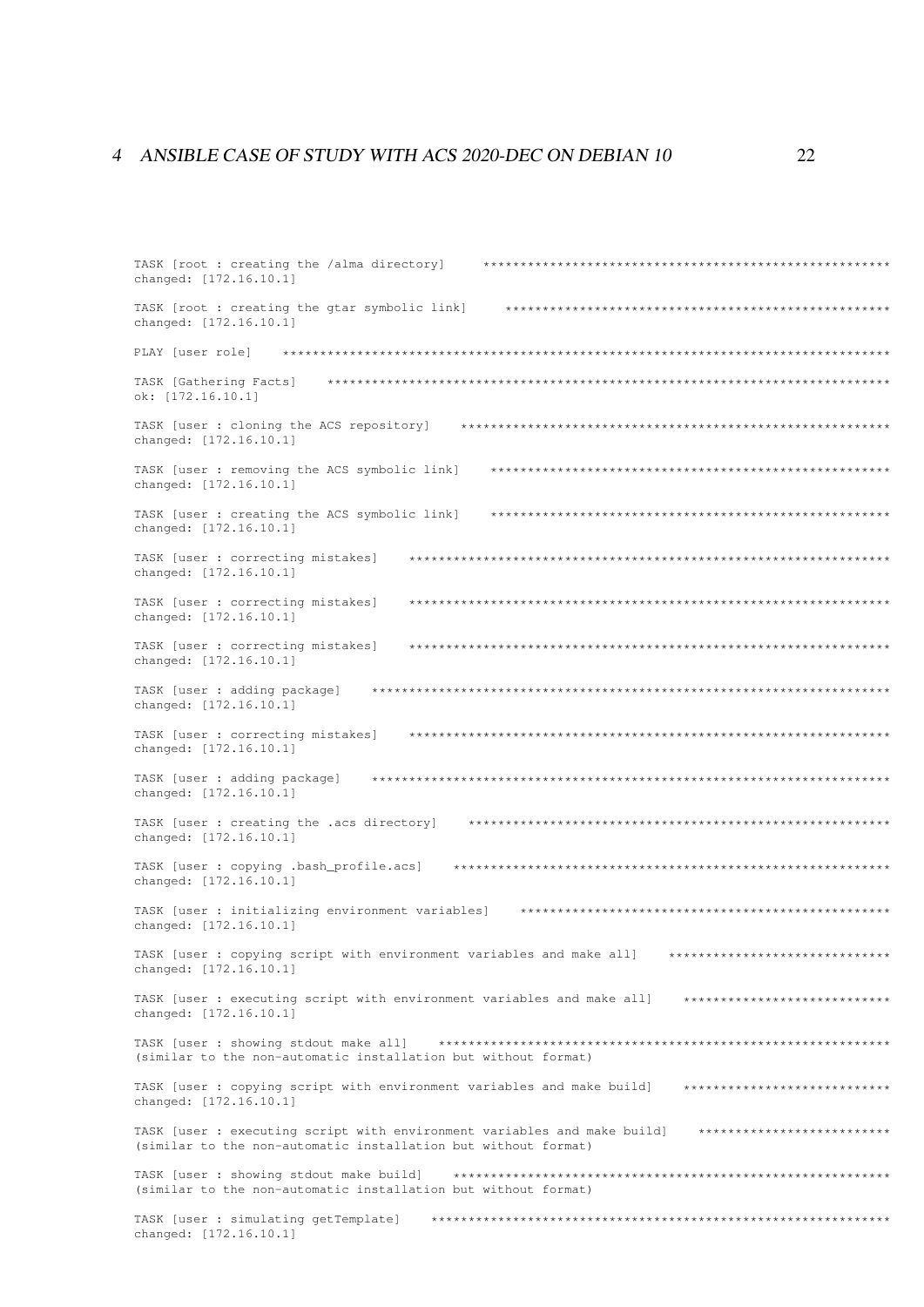```
TASK [root : creating the /alma directory] *******************************************************
changed: [172.16.10.1]

TASK [root : creating the gtar symbolic link] ****************************************************
changed: [172.16.10.1]

PLAY [user role] *********************************************************************************

TASK [Gathering Facts] ***************************************************************************
ok: [172.16.10.1]

TASK [user : cloning the ACS repository] *********************************************************
changed: [172.16.10.1]

TASK [user : removing the ACS symbolic link] *****************************************************
changed: [172.16.10.1]

TASK [user : creating the ACS symbolic link] *****************************************************
changed: [172.16.10.1]

TASK [user : correcting mistakes] ****************************************************************
changed: [172.16.10.1]

TASK [user : correcting mistakes] ****************************************************************
changed: [172.16.10.1]

TASK [user : correcting mistakes] ****************************************************************
changed: [172.16.10.1]

TASK [user : adding package] *********************************************************************
changed: [172.16.10.1]

TASK [user : correcting mistakes] ****************************************************************
changed: [172.16.10.1]

TASK [user : adding package] *********************************************************************
changed: [172.16.10.1]

TASK [user : creating the .acs directory] ********************************************************
changed: [172.16.10.1]

TASK [user : copying .bash_profile.acs] **********************************************************
changed: [172.16.10.1]

TASK [user : initializing environment variables] *************************************************
changed: [172.16.10.1]

TASK [user : copying script with environment variables and make all] *****************************
changed: [172.16.10.1]

TASK [user : executing script with environment variables and make all] ***************************
changed: [172.16.10.1]

TASK [user : showing stdout make all] ************************************************************
(similar to the non-automatic installation but without format)

TASK [user : copying script with environment variables and make build] ***************************
changed: [172.16.10.1]

TASK [user : executing script with environment variables and make build] *************************
(similar to the non-automatic installation but without format)

TASK [user : showing stdout make build] **********************************************************
(similar to the non-automatic installation but without format)

TASK [user : simulating getTemplate] *************************************************************
changed: [172.16.10.1]
```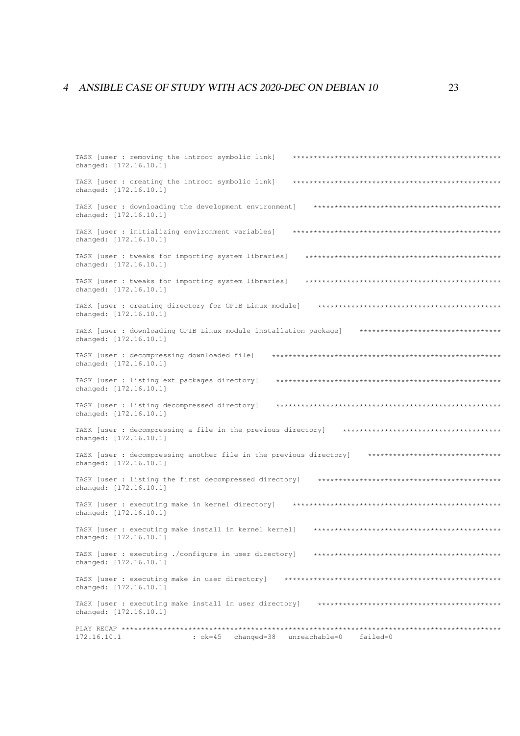```
TASK [user : removing the introot symbolic link]    **************************************************
changed: [172.16.10.1]

TASK [user : creating the introot symbolic link]    **************************************************
changed: [172.16.10.1]

TASK [user : downloading the development environment]    *********************************************
changed: [172.16.10.1]

TASK [user : initializing environment variables]    **************************************************
changed: [172.16.10.1]

TASK [user : tweaks for importing system libraries]    ***********************************************
changed: [172.16.10.1]

TASK [user : tweaks for importing system libraries]    ***********************************************
changed: [172.16.10.1]

TASK [user : creating directory for GPIB Linux module]    ********************************************
changed: [172.16.10.1]

TASK [user : downloading GPIB Linux module installation package]    **********************************
changed: [172.16.10.1]

TASK [user : decompressing downloaded file]    *******************************************************
changed: [172.16.10.1]

TASK [user : listing ext_packages directory]    ******************************************************
changed: [172.16.10.1]

TASK [user : listing decompressed directory]    ******************************************************
changed: [172.16.10.1]

TASK [user : decompressing a file in the previous directory]    **************************************
changed: [172.16.10.1]

TASK [user : decompressing another file in the previous directory]    ********************************
changed: [172.16.10.1]

TASK [user : listing the first decompressed directory]    ********************************************
changed: [172.16.10.1]

TASK [user : executing make in kernel directory]    **************************************************
changed: [172.16.10.1]

TASK [user : executing make install in kernel kernel]    *********************************************
changed: [172.16.10.1]

TASK [user : executing ./configure in user directory]    *********************************************
changed: [172.16.10.1]

TASK [user : executing make in user directory]    ****************************************************
changed: [172.16.10.1]

TASK [user : executing make install in user directory]    ********************************************
changed: [172.16.10.1]

PLAY RECAP *******************************************************************************************
172.16.10.1                : ok=45   changed=38   unreachable=0    failed=0
```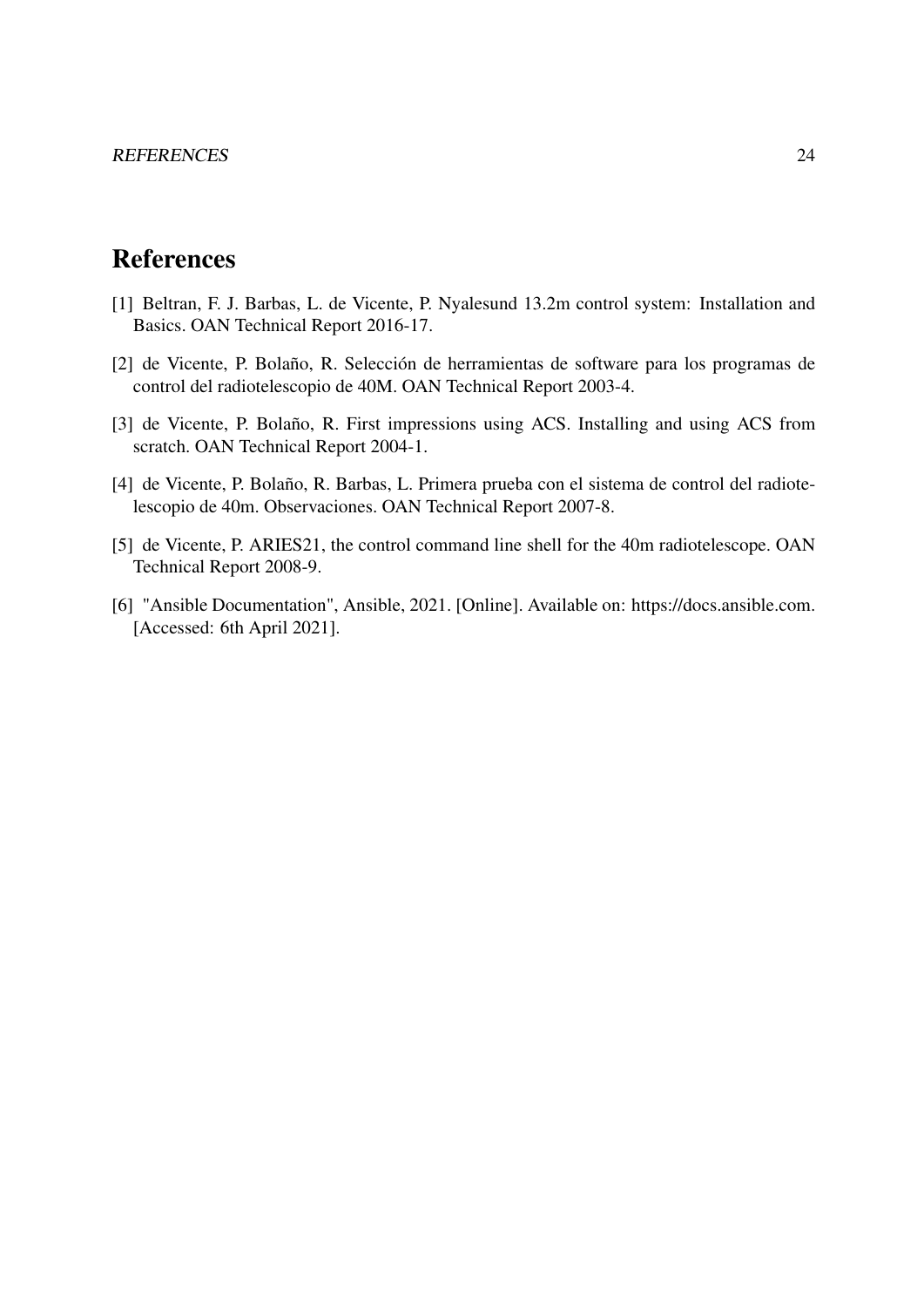# References

[1] Beltran, F. J. Barbas, L. de Vicente, P. Nyalesund 13.2m control system: Installation and Basics. OAN Technical Report 2016-17.

[2] de Vicente, P. Bolaño, R. Selección de herramientas de software para los programas de control del radiotelescopio de 40M. OAN Technical Report 2003-4.

[3] de Vicente, P. Bolaño, R. First impressions using ACS. Installing and using ACS from scratch. OAN Technical Report 2004-1.

[4] de Vicente, P. Bolaño, R. Barbas, L. Primera prueba con el sistema de control del radiotelescopio de 40m. Observaciones. OAN Technical Report 2007-8.

[5] de Vicente, P. ARIES21, the control command line shell for the 40m radiotelescope. OAN Technical Report 2008-9.

[6] "Ansible Documentation", Ansible, 2021. [Online]. Available on: https://docs.ansible.com. [Accessed: 6th April 2021].